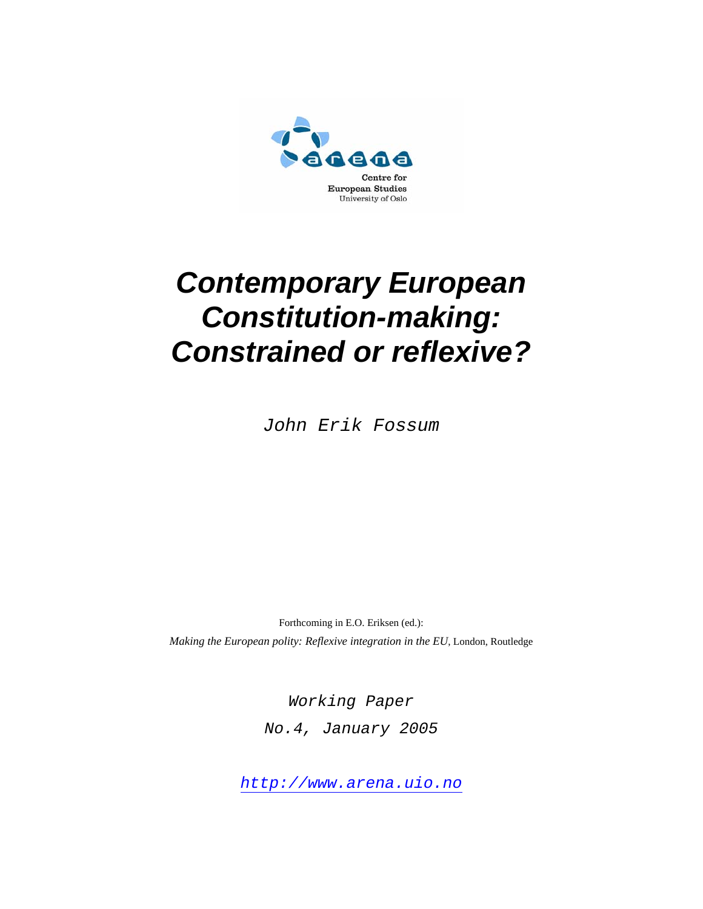Centre for
European Studies
University of Oslo

# *Contemporary European Constitution-making: Constrained or reflexive?*

John Erik Fossum

Forthcoming in E.O. Eriksen (ed.):
*Making the European polity: Reflexive integration in the EU*, London, Routledge

Working Paper
No.4, January 2005

http://www.arena.uio.no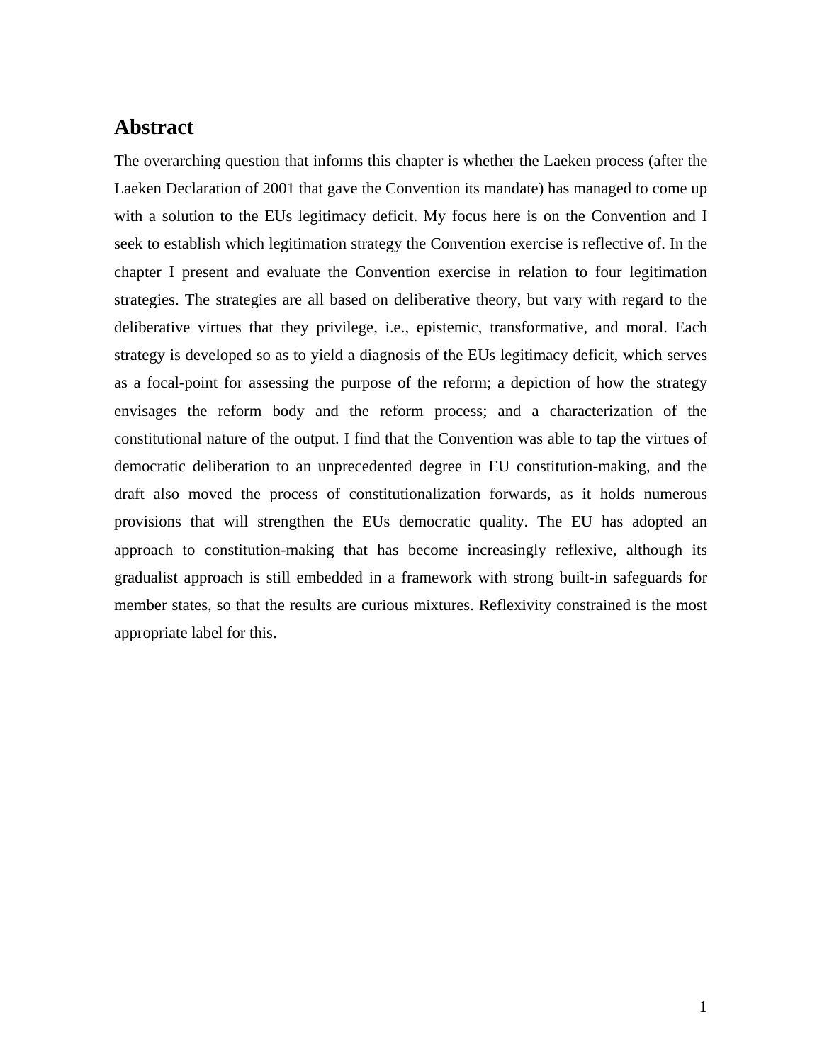## Abstract

The overarching question that informs this chapter is whether the Laeken process (after the Laeken Declaration of 2001 that gave the Convention its mandate) has managed to come up with a solution to the EUs legitimacy deficit. My focus here is on the Convention and I seek to establish which legitimation strategy the Convention exercise is reflective of. In the chapter I present and evaluate the Convention exercise in relation to four legitimation strategies. The strategies are all based on deliberative theory, but vary with regard to the deliberative virtues that they privilege, i.e., epistemic, transformative, and moral. Each strategy is developed so as to yield a diagnosis of the EUs legitimacy deficit, which serves as a focal-point for assessing the purpose of the reform; a depiction of how the strategy envisages the reform body and the reform process; and a characterization of the constitutional nature of the output. I find that the Convention was able to tap the virtues of democratic deliberation to an unprecedented degree in EU constitution-making, and the draft also moved the process of constitutionalization forwards, as it holds numerous provisions that will strengthen the EUs democratic quality. The EU has adopted an approach to constitution-making that has become increasingly reflexive, although its gradualist approach is still embedded in a framework with strong built-in safeguards for member states, so that the results are curious mixtures. Reflexivity constrained is the most appropriate label for this.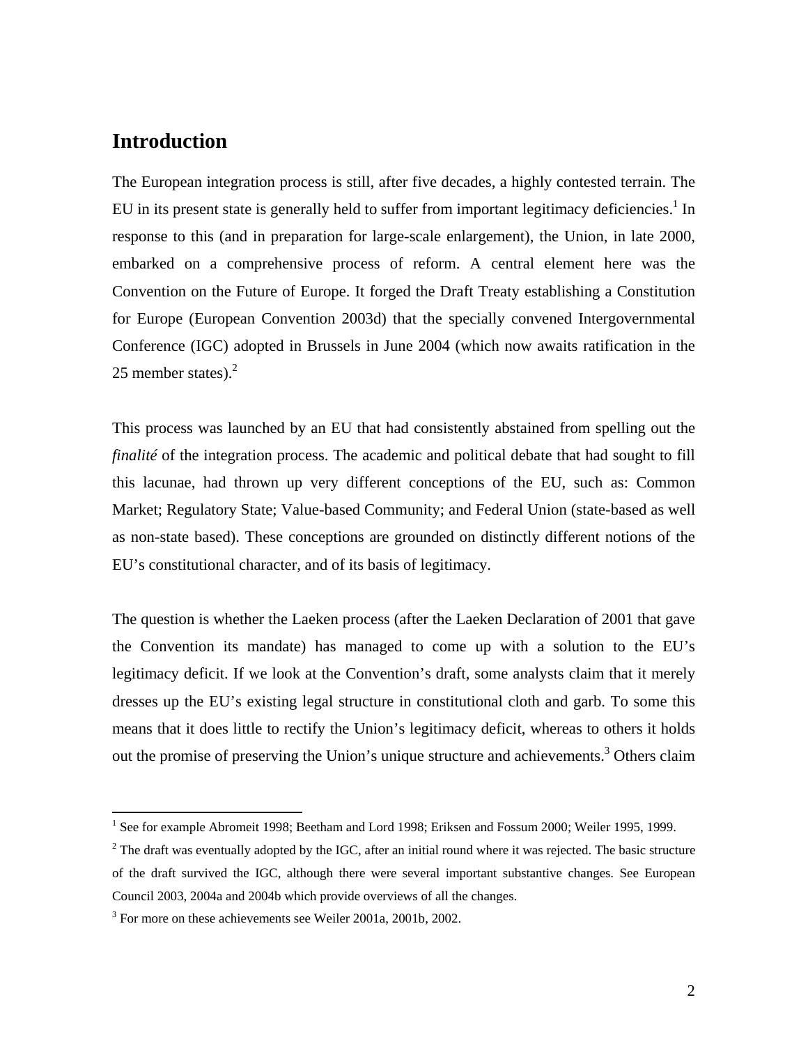## Introduction

The European integration process is still, after five decades, a highly contested terrain. The EU in its present state is generally held to suffer from important legitimacy deficiencies.[1] In response to this (and in preparation for large-scale enlargement), the Union, in late 2000, embarked on a comprehensive process of reform. A central element here was the Convention on the Future of Europe. It forged the Draft Treaty establishing a Constitution for Europe (European Convention 2003d) that the specially convened Intergovernmental Conference (IGC) adopted in Brussels in June 2004 (which now awaits ratification in the 25 member states).[2]

This process was launched by an EU that had consistently abstained from spelling out the *finalité* of the integration process. The academic and political debate that had sought to fill this lacunae, had thrown up very different conceptions of the EU, such as: Common Market; Regulatory State; Value-based Community; and Federal Union (state-based as well as non-state based). These conceptions are grounded on distinctly different notions of the EU's constitutional character, and of its basis of legitimacy.

The question is whether the Laeken process (after the Laeken Declaration of 2001 that gave the Convention its mandate) has managed to come up with a solution to the EU's legitimacy deficit. If we look at the Convention's draft, some analysts claim that it merely dresses up the EU's existing legal structure in constitutional cloth and garb. To some this means that it does little to rectify the Union's legitimacy deficit, whereas to others it holds out the promise of preserving the Union's unique structure and achievements.[3] Others claim

---

[1] See for example Abromeit 1998; Beetham and Lord 1998; Eriksen and Fossum 2000; Weiler 1995, 1999.

[2] The draft was eventually adopted by the IGC, after an initial round where it was rejected. The basic structure of the draft survived the IGC, although there were several important substantive changes. See European Council 2003, 2004a and 2004b which provide overviews of all the changes.

[3] For more on these achievements see Weiler 2001a, 2001b, 2002.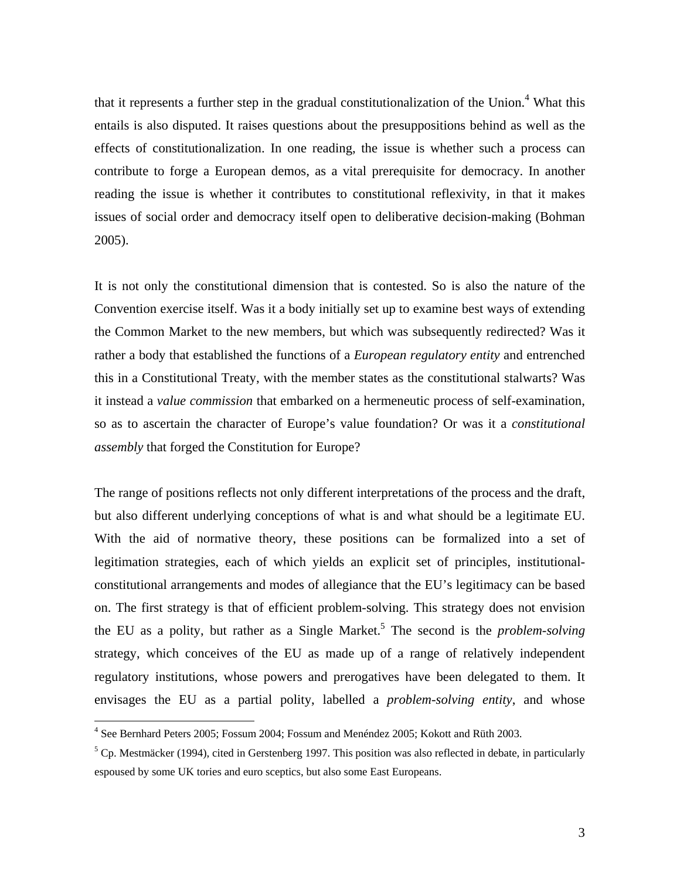that it represents a further step in the gradual constitutionalization of the Union.[4] What this entails is also disputed. It raises questions about the presuppositions behind as well as the effects of constitutionalization. In one reading, the issue is whether such a process can contribute to forge a European demos, as a vital prerequisite for democracy. In another reading the issue is whether it contributes to constitutional reflexivity, in that it makes issues of social order and democracy itself open to deliberative decision-making (Bohman 2005).

It is not only the constitutional dimension that is contested. So is also the nature of the Convention exercise itself. Was it a body initially set up to examine best ways of extending the Common Market to the new members, but which was subsequently redirected? Was it rather a body that established the functions of a *European regulatory entity* and entrenched this in a Constitutional Treaty, with the member states as the constitutional stalwarts? Was it instead a *value commission* that embarked on a hermeneutic process of self-examination, so as to ascertain the character of Europe's value foundation? Or was it a *constitutional assembly* that forged the Constitution for Europe?

The range of positions reflects not only different interpretations of the process and the draft, but also different underlying conceptions of what is and what should be a legitimate EU. With the aid of normative theory, these positions can be formalized into a set of legitimation strategies, each of which yields an explicit set of principles, institutional-constitutional arrangements and modes of allegiance that the EU's legitimacy can be based on. The first strategy is that of efficient problem-solving. This strategy does not envision the EU as a polity, but rather as a Single Market.[5] The second is the *problem-solving* strategy, which conceives of the EU as made up of a range of relatively independent regulatory institutions, whose powers and prerogatives have been delegated to them. It envisages the EU as a partial polity, labelled a *problem-solving entity*, and whose

---

[4] See Bernhard Peters 2005; Fossum 2004; Fossum and Menéndez 2005; Kokott and Rüth 2003.

[5] Cp. Mestmäcker (1994), cited in Gerstenberg 1997. This position was also reflected in debate, in particularly espoused by some UK tories and euro sceptics, but also some East Europeans.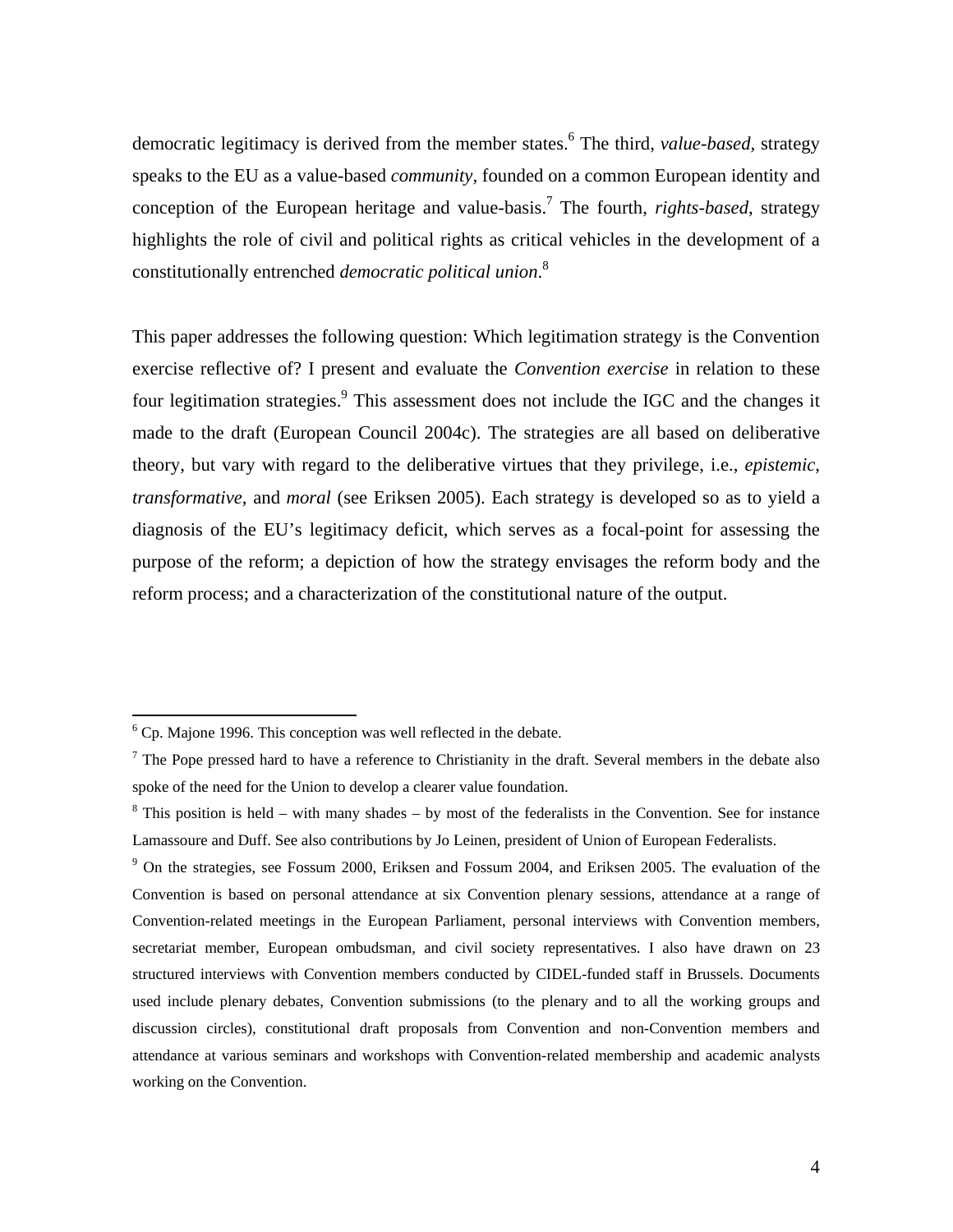democratic legitimacy is derived from the member states.[6] The third, *value-based,* strategy speaks to the EU as a value-based *community*, founded on a common European identity and conception of the European heritage and value-basis.[7] The fourth, *rights-based*, strategy highlights the role of civil and political rights as critical vehicles in the development of a constitutionally entrenched *democratic political union*.[8]

This paper addresses the following question: Which legitimation strategy is the Convention exercise reflective of? I present and evaluate the *Convention exercise* in relation to these four legitimation strategies.[9] This assessment does not include the IGC and the changes it made to the draft (European Council 2004c). The strategies are all based on deliberative theory, but vary with regard to the deliberative virtues that they privilege, i.e., *epistemic*, *transformative*, and *moral* (see Eriksen 2005). Each strategy is developed so as to yield a diagnosis of the EU's legitimacy deficit, which serves as a focal-point for assessing the purpose of the reform; a depiction of how the strategy envisages the reform body and the reform process; and a characterization of the constitutional nature of the output.

---

[6] Cp. Majone 1996. This conception was well reflected in the debate.

[7] The Pope pressed hard to have a reference to Christianity in the draft. Several members in the debate also spoke of the need for the Union to develop a clearer value foundation.

[8] This position is held – with many shades – by most of the federalists in the Convention. See for instance Lamassoure and Duff. See also contributions by Jo Leinen, president of Union of European Federalists.

[9] On the strategies, see Fossum 2000, Eriksen and Fossum 2004, and Eriksen 2005. The evaluation of the Convention is based on personal attendance at six Convention plenary sessions, attendance at a range of Convention-related meetings in the European Parliament, personal interviews with Convention members, secretariat member, European ombudsman, and civil society representatives. I also have drawn on 23 structured interviews with Convention members conducted by CIDEL-funded staff in Brussels. Documents used include plenary debates, Convention submissions (to the plenary and to all the working groups and discussion circles), constitutional draft proposals from Convention and non-Convention members and attendance at various seminars and workshops with Convention-related membership and academic analysts working on the Convention.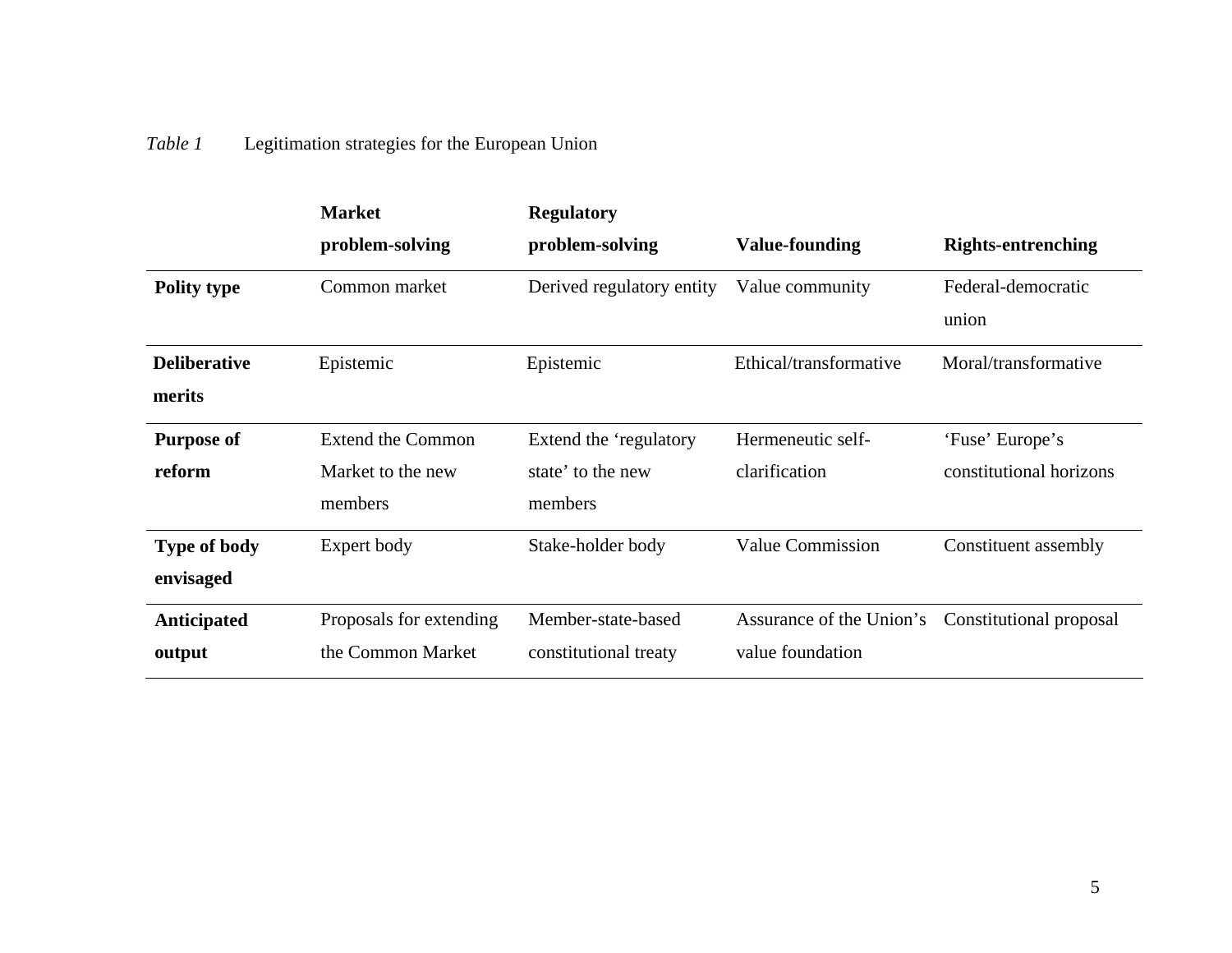*Table 1* Legitimation strategies for the European Union

| | Market problem-solving | Regulatory problem-solving | Value-founding | Rights-entrenching |
|---|---|---|---|---|
| **Polity type** | Common market | Derived regulatory entity | Value community | Federal-democratic union |
| **Deliberative merits** | Epistemic | Epistemic | Ethical/transformative | Moral/transformative |
| **Purpose of reform** | Extend the Common Market to the new members | Extend the 'regulatory state' to the new members | Hermeneutic self-clarification | 'Fuse' Europe's constitutional horizons |
| **Type of body envisaged** | Expert body | Stake-holder body | Value Commission | Constituent assembly |
| **Anticipated output** | Proposals for extending the Common Market | Member-state-based constitutional treaty | Assurance of the Union's value foundation | Constitutional proposal |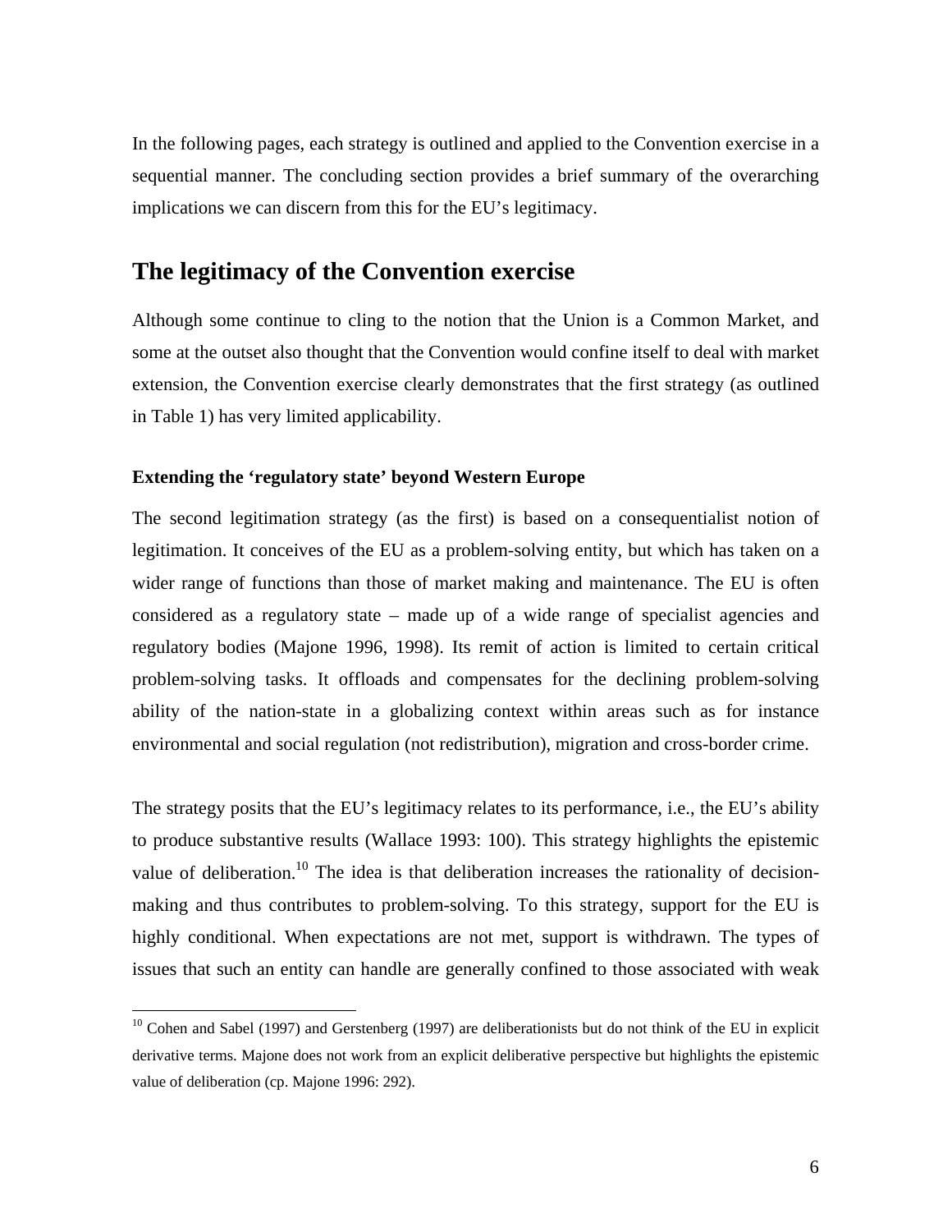In the following pages, each strategy is outlined and applied to the Convention exercise in a sequential manner. The concluding section provides a brief summary of the overarching implications we can discern from this for the EU's legitimacy.

## The legitimacy of the Convention exercise

Although some continue to cling to the notion that the Union is a Common Market, and some at the outset also thought that the Convention would confine itself to deal with market extension, the Convention exercise clearly demonstrates that the first strategy (as outlined in Table 1) has very limited applicability.

### Extending the 'regulatory state' beyond Western Europe

The second legitimation strategy (as the first) is based on a consequentialist notion of legitimation. It conceives of the EU as a problem-solving entity, but which has taken on a wider range of functions than those of market making and maintenance. The EU is often considered as a regulatory state – made up of a wide range of specialist agencies and regulatory bodies (Majone 1996, 1998). Its remit of action is limited to certain critical problem-solving tasks. It offloads and compensates for the declining problem-solving ability of the nation-state in a globalizing context within areas such as for instance environmental and social regulation (not redistribution), migration and cross-border crime.

The strategy posits that the EU's legitimacy relates to its performance, i.e., the EU's ability to produce substantive results (Wallace 1993: 100). This strategy highlights the epistemic value of deliberation.[10] The idea is that deliberation increases the rationality of decision-making and thus contributes to problem-solving. To this strategy, support for the EU is highly conditional. When expectations are not met, support is withdrawn. The types of issues that such an entity can handle are generally confined to those associated with weak

---

[10] Cohen and Sabel (1997) and Gerstenberg (1997) are deliberationists but do not think of the EU in explicit derivative terms. Majone does not work from an explicit deliberative perspective but highlights the epistemic value of deliberation (cp. Majone 1996: 292).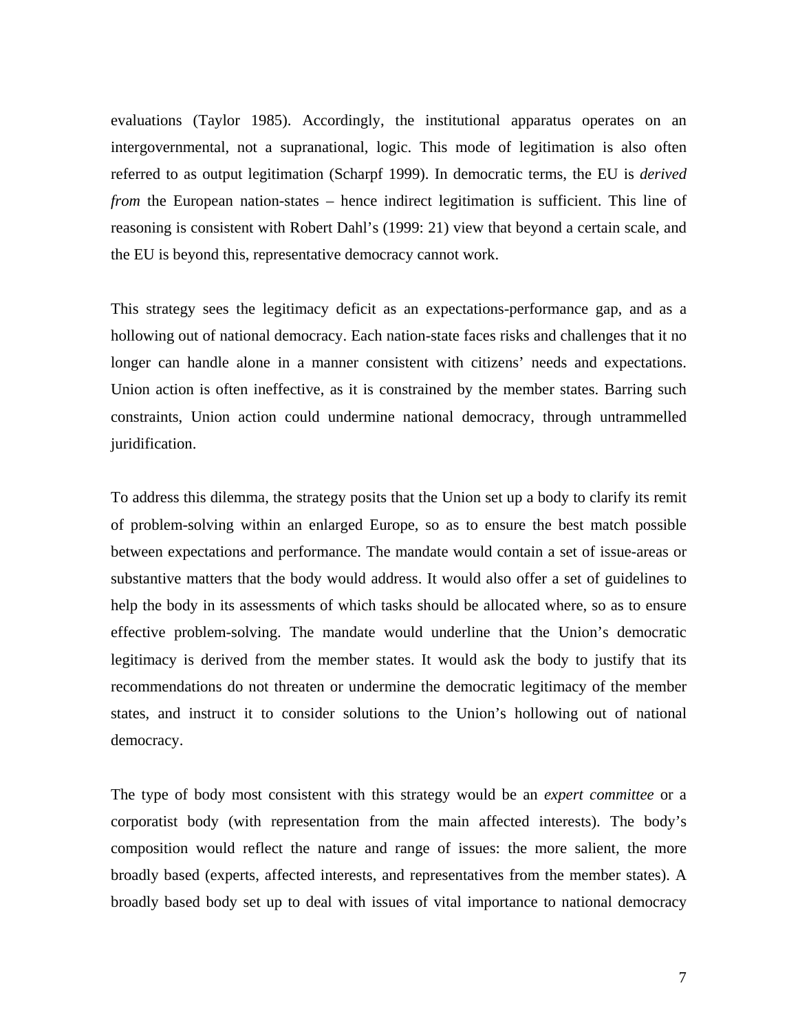evaluations (Taylor 1985). Accordingly, the institutional apparatus operates on an intergovernmental, not a supranational, logic. This mode of legitimation is also often referred to as output legitimation (Scharpf 1999). In democratic terms, the EU is *derived from* the European nation-states – hence indirect legitimation is sufficient. This line of reasoning is consistent with Robert Dahl's (1999: 21) view that beyond a certain scale, and the EU is beyond this, representative democracy cannot work.

This strategy sees the legitimacy deficit as an expectations-performance gap, and as a hollowing out of national democracy. Each nation-state faces risks and challenges that it no longer can handle alone in a manner consistent with citizens' needs and expectations. Union action is often ineffective, as it is constrained by the member states. Barring such constraints, Union action could undermine national democracy, through untrammelled juridification.

To address this dilemma, the strategy posits that the Union set up a body to clarify its remit of problem-solving within an enlarged Europe, so as to ensure the best match possible between expectations and performance. The mandate would contain a set of issue-areas or substantive matters that the body would address. It would also offer a set of guidelines to help the body in its assessments of which tasks should be allocated where, so as to ensure effective problem-solving. The mandate would underline that the Union's democratic legitimacy is derived from the member states. It would ask the body to justify that its recommendations do not threaten or undermine the democratic legitimacy of the member states, and instruct it to consider solutions to the Union's hollowing out of national democracy.

The type of body most consistent with this strategy would be an *expert committee* or a corporatist body (with representation from the main affected interests). The body's composition would reflect the nature and range of issues: the more salient, the more broadly based (experts, affected interests, and representatives from the member states). A broadly based body set up to deal with issues of vital importance to national democracy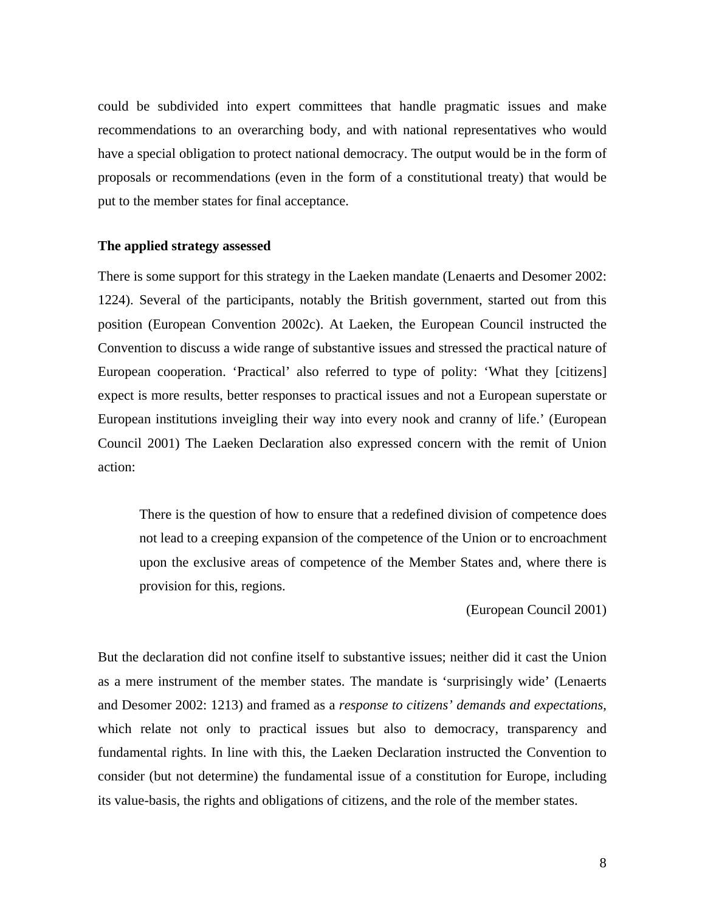could be subdivided into expert committees that handle pragmatic issues and make recommendations to an overarching body, and with national representatives who would have a special obligation to protect national democracy. The output would be in the form of proposals or recommendations (even in the form of a constitutional treaty) that would be put to the member states for final acceptance.

**The applied strategy assessed**

There is some support for this strategy in the Laeken mandate (Lenaerts and Desomer 2002: 1224). Several of the participants, notably the British government, started out from this position (European Convention 2002c). At Laeken, the European Council instructed the Convention to discuss a wide range of substantive issues and stressed the practical nature of European cooperation. 'Practical' also referred to type of polity: 'What they [citizens] expect is more results, better responses to practical issues and not a European superstate or European institutions inveigling their way into every nook and cranny of life.' (European Council 2001) The Laeken Declaration also expressed concern with the remit of Union action:

> There is the question of how to ensure that a redefined division of competence does not lead to a creeping expansion of the competence of the Union or to encroachment upon the exclusive areas of competence of the Member States and, where there is provision for this, regions.
>
> (European Council 2001)

But the declaration did not confine itself to substantive issues; neither did it cast the Union as a mere instrument of the member states. The mandate is 'surprisingly wide' (Lenaerts and Desomer 2002: 1213) and framed as a *response to citizens' demands and expectations*, which relate not only to practical issues but also to democracy, transparency and fundamental rights. In line with this, the Laeken Declaration instructed the Convention to consider (but not determine) the fundamental issue of a constitution for Europe, including its value-basis, the rights and obligations of citizens, and the role of the member states.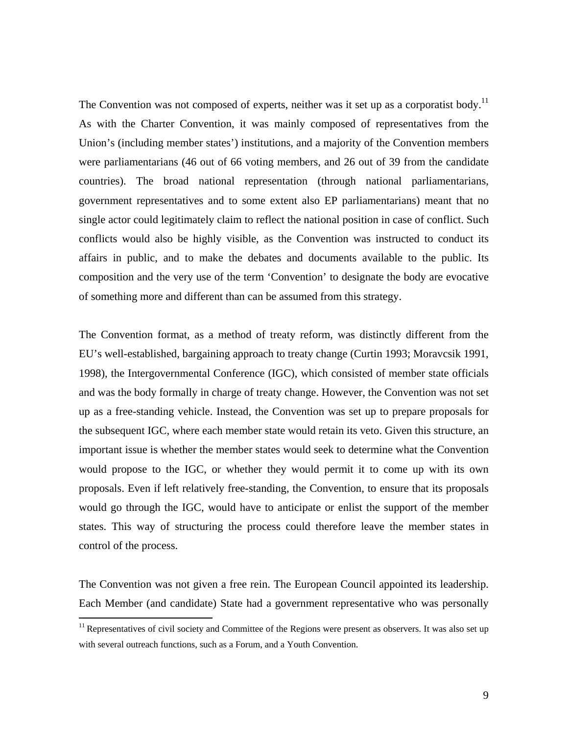The Convention was not composed of experts, neither was it set up as a corporatist body.[11] As with the Charter Convention, it was mainly composed of representatives from the Union's (including member states') institutions, and a majority of the Convention members were parliamentarians (46 out of 66 voting members, and 26 out of 39 from the candidate countries). The broad national representation (through national parliamentarians, government representatives and to some extent also EP parliamentarians) meant that no single actor could legitimately claim to reflect the national position in case of conflict. Such conflicts would also be highly visible, as the Convention was instructed to conduct its affairs in public, and to make the debates and documents available to the public. Its composition and the very use of the term 'Convention' to designate the body are evocative of something more and different than can be assumed from this strategy.

The Convention format, as a method of treaty reform, was distinctly different from the EU's well-established, bargaining approach to treaty change (Curtin 1993; Moravcsik 1991, 1998), the Intergovernmental Conference (IGC), which consisted of member state officials and was the body formally in charge of treaty change. However, the Convention was not set up as a free-standing vehicle. Instead, the Convention was set up to prepare proposals for the subsequent IGC, where each member state would retain its veto. Given this structure, an important issue is whether the member states would seek to determine what the Convention would propose to the IGC, or whether they would permit it to come up with its own proposals. Even if left relatively free-standing, the Convention, to ensure that its proposals would go through the IGC, would have to anticipate or enlist the support of the member states. This way of structuring the process could therefore leave the member states in control of the process.

The Convention was not given a free rein. The European Council appointed its leadership. Each Member (and candidate) State had a government representative who was personally

[11] Representatives of civil society and Committee of the Regions were present as observers. It was also set up with several outreach functions, such as a Forum, and a Youth Convention.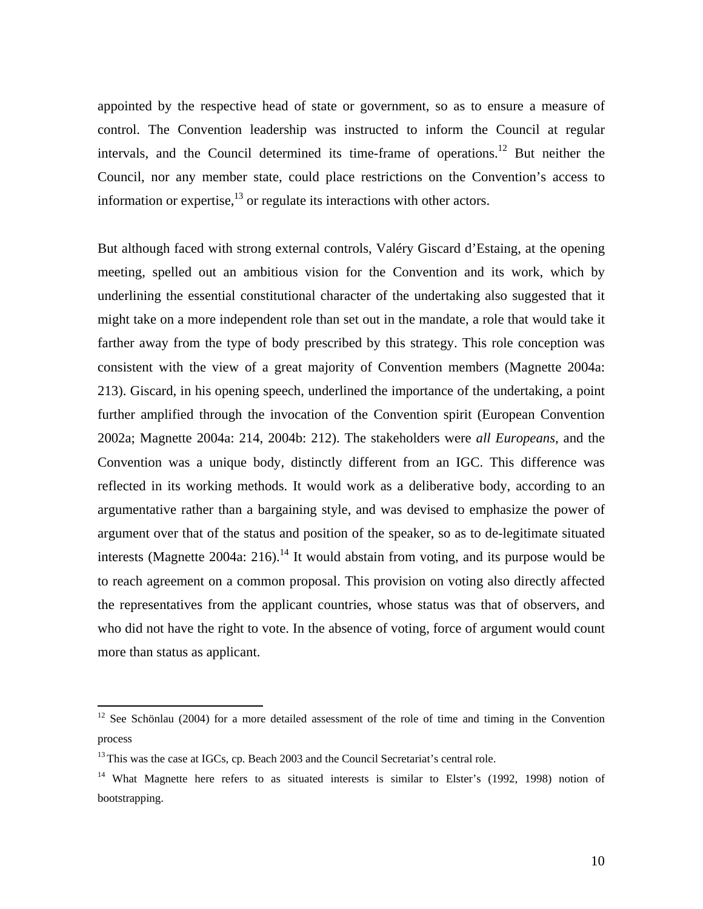appointed by the respective head of state or government, so as to ensure a measure of control. The Convention leadership was instructed to inform the Council at regular intervals, and the Council determined its time-frame of operations.[12] But neither the Council, nor any member state, could place restrictions on the Convention's access to information or expertise,[13] or regulate its interactions with other actors.

But although faced with strong external controls, Valéry Giscard d'Estaing, at the opening meeting, spelled out an ambitious vision for the Convention and its work, which by underlining the essential constitutional character of the undertaking also suggested that it might take on a more independent role than set out in the mandate, a role that would take it farther away from the type of body prescribed by this strategy. This role conception was consistent with the view of a great majority of Convention members (Magnette 2004a: 213). Giscard, in his opening speech, underlined the importance of the undertaking, a point further amplified through the invocation of the Convention spirit (European Convention 2002a; Magnette 2004a: 214, 2004b: 212). The stakeholders were *all Europeans*, and the Convention was a unique body, distinctly different from an IGC. This difference was reflected in its working methods. It would work as a deliberative body, according to an argumentative rather than a bargaining style, and was devised to emphasize the power of argument over that of the status and position of the speaker, so as to de-legitimate situated interests (Magnette 2004a: 216).[14] It would abstain from voting, and its purpose would be to reach agreement on a common proposal. This provision on voting also directly affected the representatives from the applicant countries, whose status was that of observers, and who did not have the right to vote. In the absence of voting, force of argument would count more than status as applicant.

---

[12] See Schönlau (2004) for a more detailed assessment of the role of time and timing in the Convention process

[13] This was the case at IGCs, cp. Beach 2003 and the Council Secretariat's central role.

[14] What Magnette here refers to as situated interests is similar to Elster's (1992, 1998) notion of bootstrapping.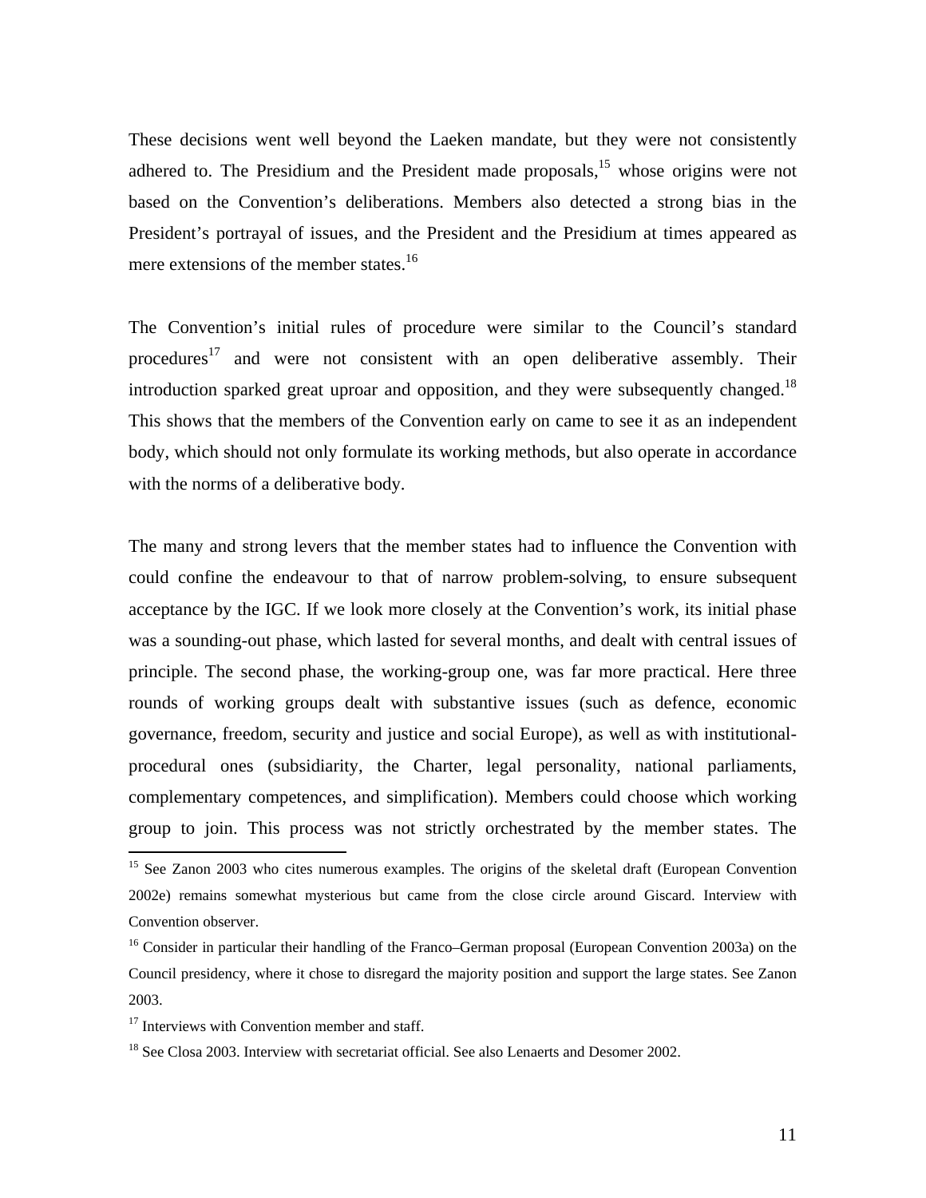These decisions went well beyond the Laeken mandate, but they were not consistently adhered to. The Presidium and the President made proposals,[15] whose origins were not based on the Convention's deliberations. Members also detected a strong bias in the President's portrayal of issues, and the President and the Presidium at times appeared as mere extensions of the member states.[16]

The Convention's initial rules of procedure were similar to the Council's standard procedures[17] and were not consistent with an open deliberative assembly. Their introduction sparked great uproar and opposition, and they were subsequently changed.[18] This shows that the members of the Convention early on came to see it as an independent body, which should not only formulate its working methods, but also operate in accordance with the norms of a deliberative body.

The many and strong levers that the member states had to influence the Convention with could confine the endeavour to that of narrow problem-solving, to ensure subsequent acceptance by the IGC. If we look more closely at the Convention's work, its initial phase was a sounding-out phase, which lasted for several months, and dealt with central issues of principle. The second phase, the working-group one, was far more practical. Here three rounds of working groups dealt with substantive issues (such as defence, economic governance, freedom, security and justice and social Europe), as well as with institutional-procedural ones (subsidiarity, the Charter, legal personality, national parliaments, complementary competences, and simplification). Members could choose which working group to join. This process was not strictly orchestrated by the member states. The

[15] See Zanon 2003 who cites numerous examples. The origins of the skeletal draft (European Convention 2002e) remains somewhat mysterious but came from the close circle around Giscard. Interview with Convention observer.

[16] Consider in particular their handling of the Franco–German proposal (European Convention 2003a) on the Council presidency, where it chose to disregard the majority position and support the large states. See Zanon 2003.

[17] Interviews with Convention member and staff.

[18] See Closa 2003. Interview with secretariat official. See also Lenaerts and Desomer 2002.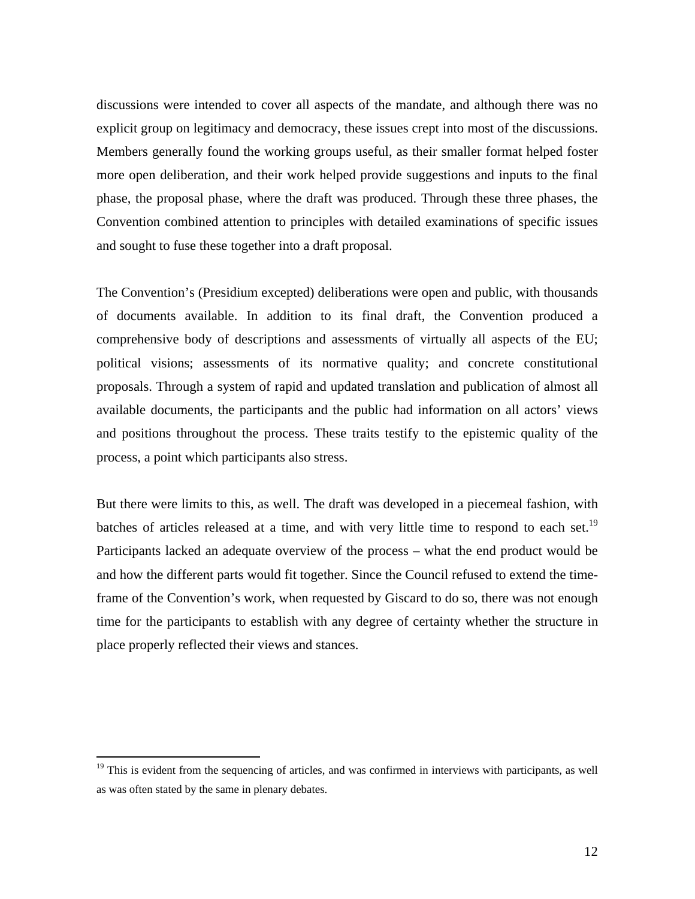discussions were intended to cover all aspects of the mandate, and although there was no explicit group on legitimacy and democracy, these issues crept into most of the discussions. Members generally found the working groups useful, as their smaller format helped foster more open deliberation, and their work helped provide suggestions and inputs to the final phase, the proposal phase, where the draft was produced. Through these three phases, the Convention combined attention to principles with detailed examinations of specific issues and sought to fuse these together into a draft proposal.

The Convention's (Presidium excepted) deliberations were open and public, with thousands of documents available. In addition to its final draft, the Convention produced a comprehensive body of descriptions and assessments of virtually all aspects of the EU; political visions; assessments of its normative quality; and concrete constitutional proposals. Through a system of rapid and updated translation and publication of almost all available documents, the participants and the public had information on all actors' views and positions throughout the process. These traits testify to the epistemic quality of the process, a point which participants also stress.

But there were limits to this, as well. The draft was developed in a piecemeal fashion, with batches of articles released at a time, and with very little time to respond to each set.[19] Participants lacked an adequate overview of the process – what the end product would be and how the different parts would fit together. Since the Council refused to extend the time-frame of the Convention's work, when requested by Giscard to do so, there was not enough time for the participants to establish with any degree of certainty whether the structure in place properly reflected their views and stances.

[19] This is evident from the sequencing of articles, and was confirmed in interviews with participants, as well as was often stated by the same in plenary debates.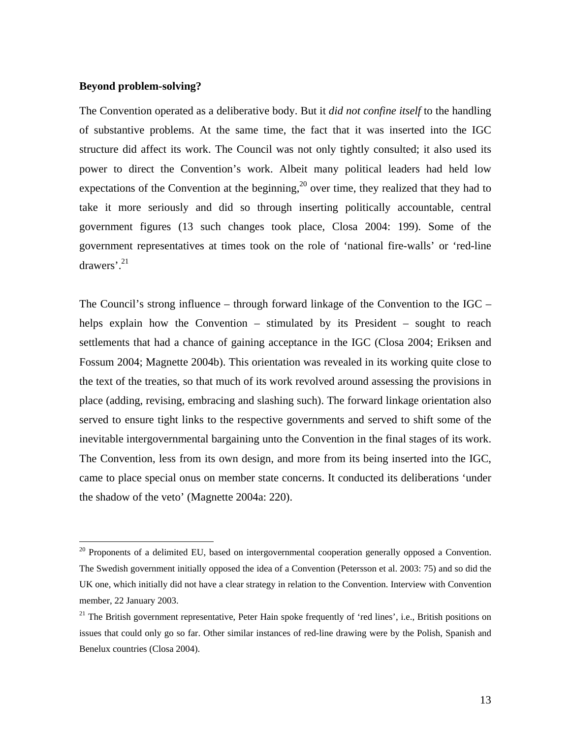**Beyond problem-solving?**

The Convention operated as a deliberative body. But it *did not confine itself* to the handling of substantive problems. At the same time, the fact that it was inserted into the IGC structure did affect its work. The Council was not only tightly consulted; it also used its power to direct the Convention's work. Albeit many political leaders had held low expectations of the Convention at the beginning,[20] over time, they realized that they had to take it more seriously and did so through inserting politically accountable, central government figures (13 such changes took place, Closa 2004: 199). Some of the government representatives at times took on the role of 'national fire-walls' or 'red-line drawers'.[21]

The Council's strong influence – through forward linkage of the Convention to the IGC – helps explain how the Convention – stimulated by its President – sought to reach settlements that had a chance of gaining acceptance in the IGC (Closa 2004; Eriksen and Fossum 2004; Magnette 2004b). This orientation was revealed in its working quite close to the text of the treaties, so that much of its work revolved around assessing the provisions in place (adding, revising, embracing and slashing such). The forward linkage orientation also served to ensure tight links to the respective governments and served to shift some of the inevitable intergovernmental bargaining unto the Convention in the final stages of its work. The Convention, less from its own design, and more from its being inserted into the IGC, came to place special onus on member state concerns. It conducted its deliberations 'under the shadow of the veto' (Magnette 2004a: 220).

[20] Proponents of a delimited EU, based on intergovernmental cooperation generally opposed a Convention. The Swedish government initially opposed the idea of a Convention (Petersson et al. 2003: 75) and so did the UK one, which initially did not have a clear strategy in relation to the Convention. Interview with Convention member, 22 January 2003.

[21] The British government representative, Peter Hain spoke frequently of 'red lines', i.e., British positions on issues that could only go so far. Other similar instances of red-line drawing were by the Polish, Spanish and Benelux countries (Closa 2004).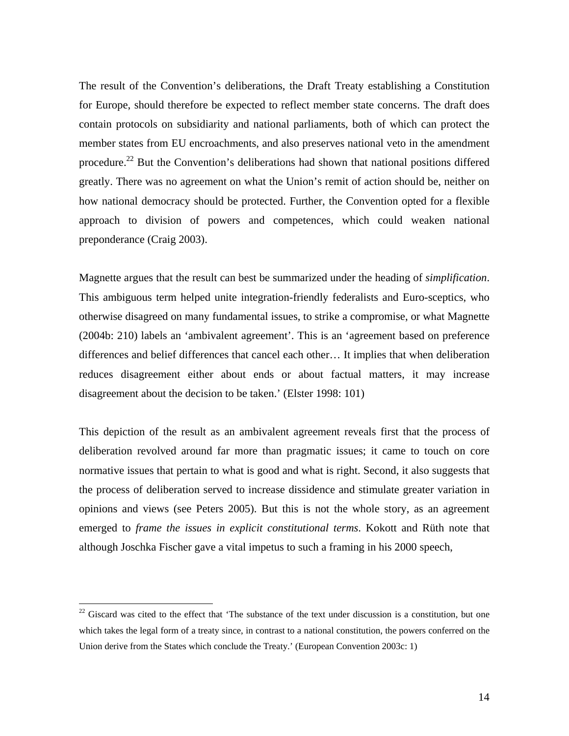The result of the Convention's deliberations, the Draft Treaty establishing a Constitution for Europe, should therefore be expected to reflect member state concerns. The draft does contain protocols on subsidiarity and national parliaments, both of which can protect the member states from EU encroachments, and also preserves national veto in the amendment procedure.[22] But the Convention's deliberations had shown that national positions differed greatly. There was no agreement on what the Union's remit of action should be, neither on how national democracy should be protected. Further, the Convention opted for a flexible approach to division of powers and competences, which could weaken national preponderance (Craig 2003).

Magnette argues that the result can best be summarized under the heading of *simplification*. This ambiguous term helped unite integration-friendly federalists and Euro-sceptics, who otherwise disagreed on many fundamental issues, to strike a compromise, or what Magnette (2004b: 210) labels an 'ambivalent agreement'. This is an 'agreement based on preference differences and belief differences that cancel each other… It implies that when deliberation reduces disagreement either about ends or about factual matters, it may increase disagreement about the decision to be taken.' (Elster 1998: 101)

This depiction of the result as an ambivalent agreement reveals first that the process of deliberation revolved around far more than pragmatic issues; it came to touch on core normative issues that pertain to what is good and what is right. Second, it also suggests that the process of deliberation served to increase dissidence and stimulate greater variation in opinions and views (see Peters 2005). But this is not the whole story, as an agreement emerged to *frame the issues in explicit constitutional terms*. Kokott and Rüth note that although Joschka Fischer gave a vital impetus to such a framing in his 2000 speech,

[22] Giscard was cited to the effect that 'The substance of the text under discussion is a constitution, but one which takes the legal form of a treaty since, in contrast to a national constitution, the powers conferred on the Union derive from the States which conclude the Treaty.' (European Convention 2003c: 1)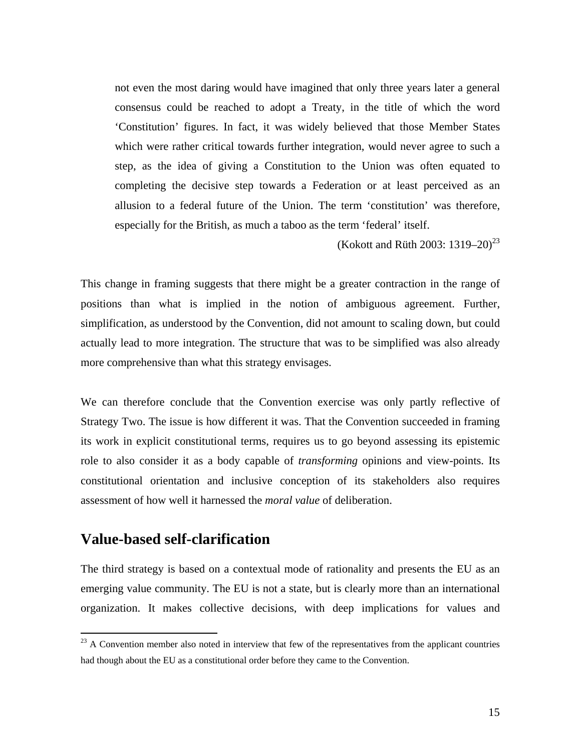> not even the most daring would have imagined that only three years later a general consensus could be reached to adopt a Treaty, in the title of which the word 'Constitution' figures. In fact, it was widely believed that those Member States which were rather critical towards further integration, would never agree to such a step, as the idea of giving a Constitution to the Union was often equated to completing the decisive step towards a Federation or at least perceived as an allusion to a federal future of the Union. The term 'constitution' was therefore, especially for the British, as much a taboo as the term 'federal' itself.
>
> (Kokott and Rüth 2003: 1319–20)[23]

This change in framing suggests that there might be a greater contraction in the range of positions than what is implied in the notion of ambiguous agreement. Further, simplification, as understood by the Convention, did not amount to scaling down, but could actually lead to more integration. The structure that was to be simplified was also already more comprehensive than what this strategy envisages.

We can therefore conclude that the Convention exercise was only partly reflective of Strategy Two. The issue is how different it was. That the Convention succeeded in framing its work in explicit constitutional terms, requires us to go beyond assessing its epistemic role to also consider it as a body capable of *transforming* opinions and view-points. Its constitutional orientation and inclusive conception of its stakeholders also requires assessment of how well it harnessed the *moral value* of deliberation.

## Value-based self-clarification

The third strategy is based on a contextual mode of rationality and presents the EU as an emerging value community. The EU is not a state, but is clearly more than an international organization. It makes collective decisions, with deep implications for values and

[23] A Convention member also noted in interview that few of the representatives from the applicant countries had though about the EU as a constitutional order before they came to the Convention.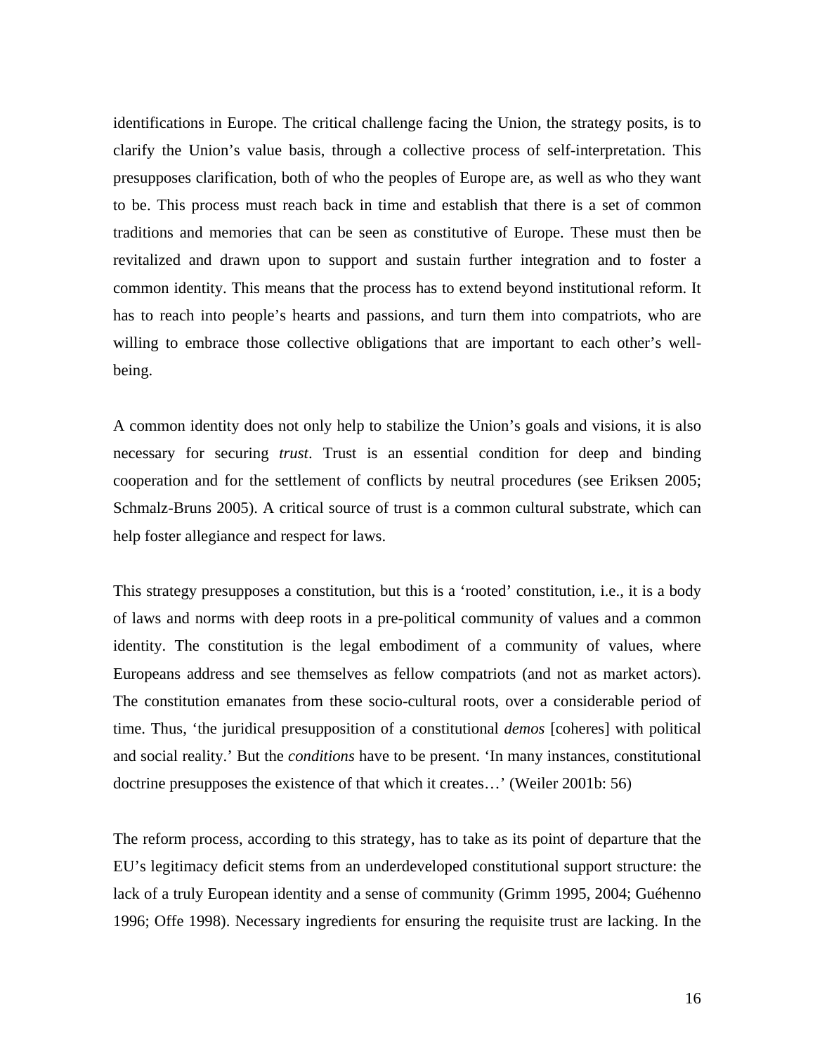identifications in Europe. The critical challenge facing the Union, the strategy posits, is to clarify the Union's value basis, through a collective process of self-interpretation. This presupposes clarification, both of who the peoples of Europe are, as well as who they want to be. This process must reach back in time and establish that there is a set of common traditions and memories that can be seen as constitutive of Europe. These must then be revitalized and drawn upon to support and sustain further integration and to foster a common identity. This means that the process has to extend beyond institutional reform. It has to reach into people's hearts and passions, and turn them into compatriots, who are willing to embrace those collective obligations that are important to each other's well-being.

A common identity does not only help to stabilize the Union's goals and visions, it is also necessary for securing *trust*. Trust is an essential condition for deep and binding cooperation and for the settlement of conflicts by neutral procedures (see Eriksen 2005; Schmalz-Bruns 2005). A critical source of trust is a common cultural substrate, which can help foster allegiance and respect for laws.

This strategy presupposes a constitution, but this is a 'rooted' constitution, i.e., it is a body of laws and norms with deep roots in a pre-political community of values and a common identity. The constitution is the legal embodiment of a community of values, where Europeans address and see themselves as fellow compatriots (and not as market actors). The constitution emanates from these socio-cultural roots, over a considerable period of time. Thus, 'the juridical presupposition of a constitutional *demos* [coheres] with political and social reality.' But the *conditions* have to be present. 'In many instances, constitutional doctrine presupposes the existence of that which it creates…' (Weiler 2001b: 56)

The reform process, according to this strategy, has to take as its point of departure that the EU's legitimacy deficit stems from an underdeveloped constitutional support structure: the lack of a truly European identity and a sense of community (Grimm 1995, 2004; Guéhenno 1996; Offe 1998). Necessary ingredients for ensuring the requisite trust are lacking. In the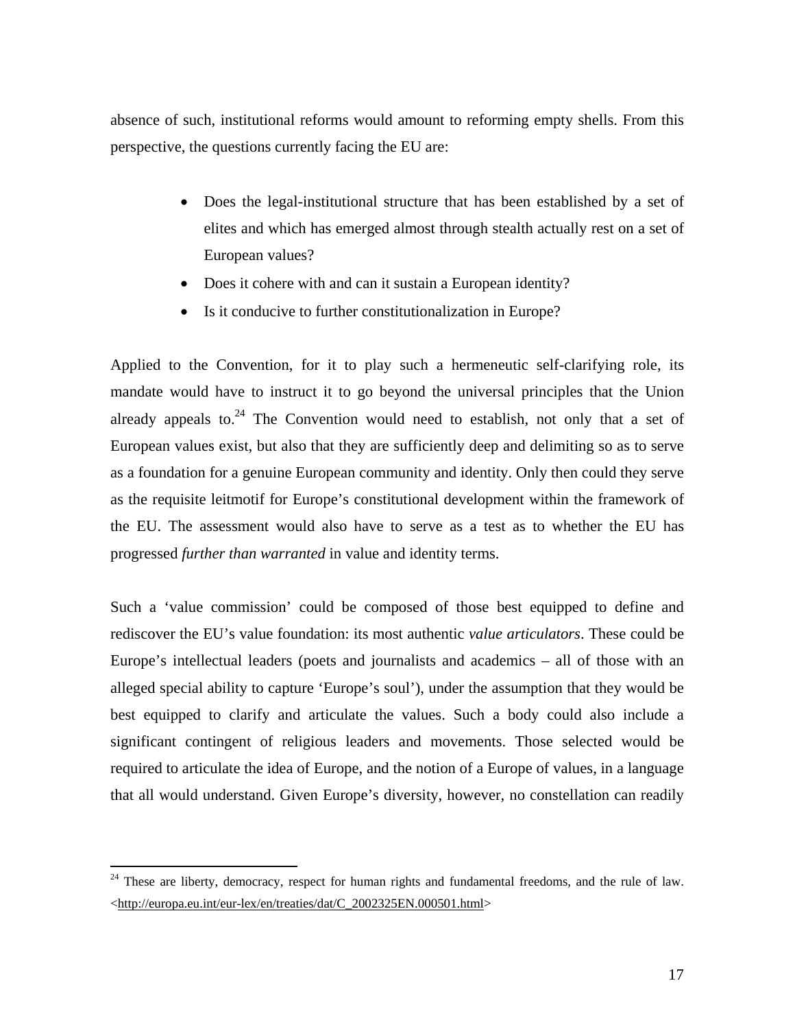absence of such, institutional reforms would amount to reforming empty shells. From this perspective, the questions currently facing the EU are:

- Does the legal-institutional structure that has been established by a set of elites and which has emerged almost through stealth actually rest on a set of European values?
- Does it cohere with and can it sustain a European identity?
- Is it conducive to further constitutionalization in Europe?

Applied to the Convention, for it to play such a hermeneutic self-clarifying role, its mandate would have to instruct it to go beyond the universal principles that the Union already appeals to.[24] The Convention would need to establish, not only that a set of European values exist, but also that they are sufficiently deep and delimiting so as to serve as a foundation for a genuine European community and identity. Only then could they serve as the requisite leitmotif for Europe's constitutional development within the framework of the EU. The assessment would also have to serve as a test as to whether the EU has progressed *further than warranted* in value and identity terms.

Such a 'value commission' could be composed of those best equipped to define and rediscover the EU's value foundation: its most authentic *value articulators*. These could be Europe's intellectual leaders (poets and journalists and academics – all of those with an alleged special ability to capture 'Europe's soul'), under the assumption that they would be best equipped to clarify and articulate the values. Such a body could also include a significant contingent of religious leaders and movements. Those selected would be required to articulate the idea of Europe, and the notion of a Europe of values, in a language that all would understand. Given Europe's diversity, however, no constellation can readily

---

[24] These are liberty, democracy, respect for human rights and fundamental freedoms, and the rule of law. <http://europa.eu.int/eur-lex/en/treaties/dat/C_2002325EN.000501.html>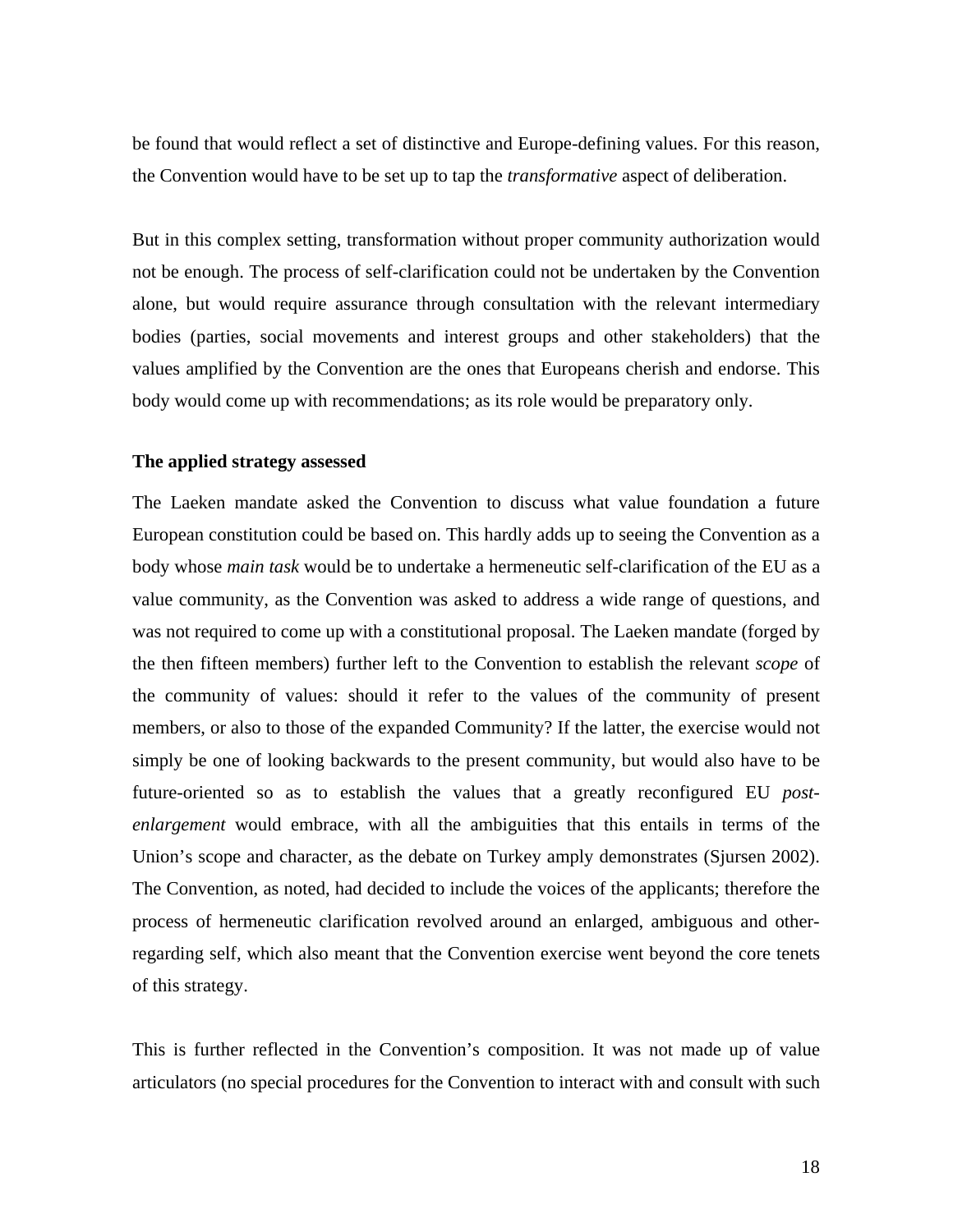be found that would reflect a set of distinctive and Europe-defining values. For this reason, the Convention would have to be set up to tap the *transformative* aspect of deliberation.

But in this complex setting, transformation without proper community authorization would not be enough. The process of self-clarification could not be undertaken by the Convention alone, but would require assurance through consultation with the relevant intermediary bodies (parties, social movements and interest groups and other stakeholders) that the values amplified by the Convention are the ones that Europeans cherish and endorse. This body would come up with recommendations; as its role would be preparatory only.

**The applied strategy assessed**

The Laeken mandate asked the Convention to discuss what value foundation a future European constitution could be based on. This hardly adds up to seeing the Convention as a body whose *main task* would be to undertake a hermeneutic self-clarification of the EU as a value community, as the Convention was asked to address a wide range of questions, and was not required to come up with a constitutional proposal. The Laeken mandate (forged by the then fifteen members) further left to the Convention to establish the relevant *scope* of the community of values: should it refer to the values of the community of present members, or also to those of the expanded Community? If the latter, the exercise would not simply be one of looking backwards to the present community, but would also have to be future-oriented so as to establish the values that a greatly reconfigured EU *post-enlargement* would embrace, with all the ambiguities that this entails in terms of the Union's scope and character, as the debate on Turkey amply demonstrates (Sjursen 2002). The Convention, as noted, had decided to include the voices of the applicants; therefore the process of hermeneutic clarification revolved around an enlarged, ambiguous and other-regarding self, which also meant that the Convention exercise went beyond the core tenets of this strategy.

This is further reflected in the Convention's composition. It was not made up of value articulators (no special procedures for the Convention to interact with and consult with such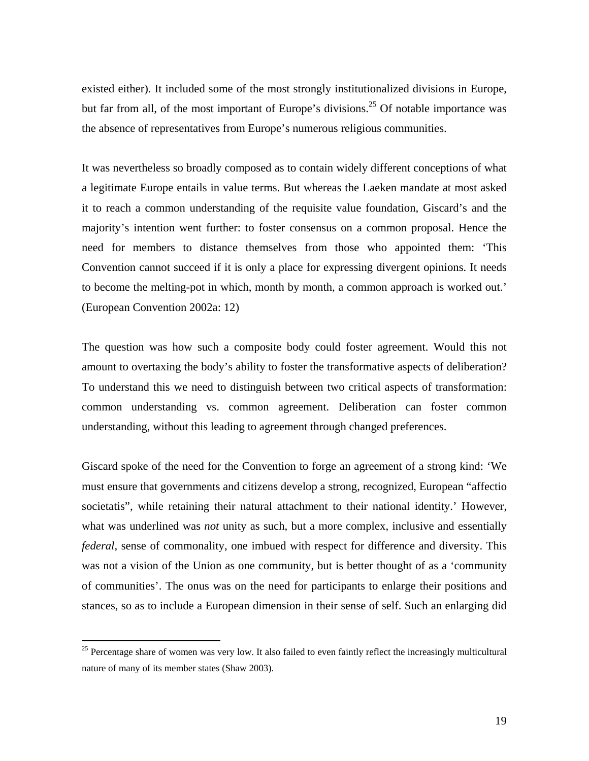existed either). It included some of the most strongly institutionalized divisions in Europe, but far from all, of the most important of Europe's divisions.[25] Of notable importance was the absence of representatives from Europe's numerous religious communities.

It was nevertheless so broadly composed as to contain widely different conceptions of what a legitimate Europe entails in value terms. But whereas the Laeken mandate at most asked it to reach a common understanding of the requisite value foundation, Giscard's and the majority's intention went further: to foster consensus on a common proposal. Hence the need for members to distance themselves from those who appointed them: 'This Convention cannot succeed if it is only a place for expressing divergent opinions. It needs to become the melting-pot in which, month by month, a common approach is worked out.' (European Convention 2002a: 12)

The question was how such a composite body could foster agreement. Would this not amount to overtaxing the body's ability to foster the transformative aspects of deliberation? To understand this we need to distinguish between two critical aspects of transformation: common understanding vs. common agreement. Deliberation can foster common understanding, without this leading to agreement through changed preferences.

Giscard spoke of the need for the Convention to forge an agreement of a strong kind: 'We must ensure that governments and citizens develop a strong, recognized, European "affectio societatis", while retaining their natural attachment to their national identity.' However, what was underlined was *not* unity as such, but a more complex, inclusive and essentially *federal*, sense of commonality, one imbued with respect for difference and diversity. This was not a vision of the Union as one community, but is better thought of as a 'community of communities'. The onus was on the need for participants to enlarge their positions and stances, so as to include a European dimension in their sense of self. Such an enlarging did

[25] Percentage share of women was very low. It also failed to even faintly reflect the increasingly multicultural nature of many of its member states (Shaw 2003).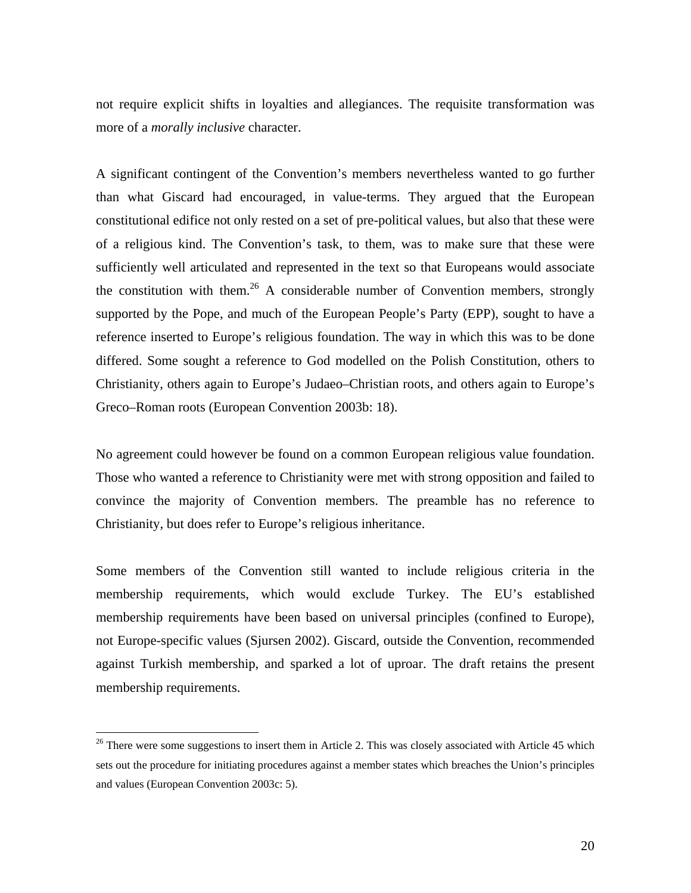not require explicit shifts in loyalties and allegiances. The requisite transformation was more of a *morally inclusive* character.

A significant contingent of the Convention's members nevertheless wanted to go further than what Giscard had encouraged, in value-terms. They argued that the European constitutional edifice not only rested on a set of pre-political values, but also that these were of a religious kind. The Convention's task, to them, was to make sure that these were sufficiently well articulated and represented in the text so that Europeans would associate the constitution with them.[26] A considerable number of Convention members, strongly supported by the Pope, and much of the European People's Party (EPP), sought to have a reference inserted to Europe's religious foundation. The way in which this was to be done differed. Some sought a reference to God modelled on the Polish Constitution, others to Christianity, others again to Europe's Judaeo–Christian roots, and others again to Europe's Greco–Roman roots (European Convention 2003b: 18).

No agreement could however be found on a common European religious value foundation. Those who wanted a reference to Christianity were met with strong opposition and failed to convince the majority of Convention members. The preamble has no reference to Christianity, but does refer to Europe's religious inheritance.

Some members of the Convention still wanted to include religious criteria in the membership requirements, which would exclude Turkey. The EU's established membership requirements have been based on universal principles (confined to Europe), not Europe-specific values (Sjursen 2002). Giscard, outside the Convention, recommended against Turkish membership, and sparked a lot of uproar. The draft retains the present membership requirements.

[26] There were some suggestions to insert them in Article 2. This was closely associated with Article 45 which sets out the procedure for initiating procedures against a member states which breaches the Union's principles and values (European Convention 2003c: 5).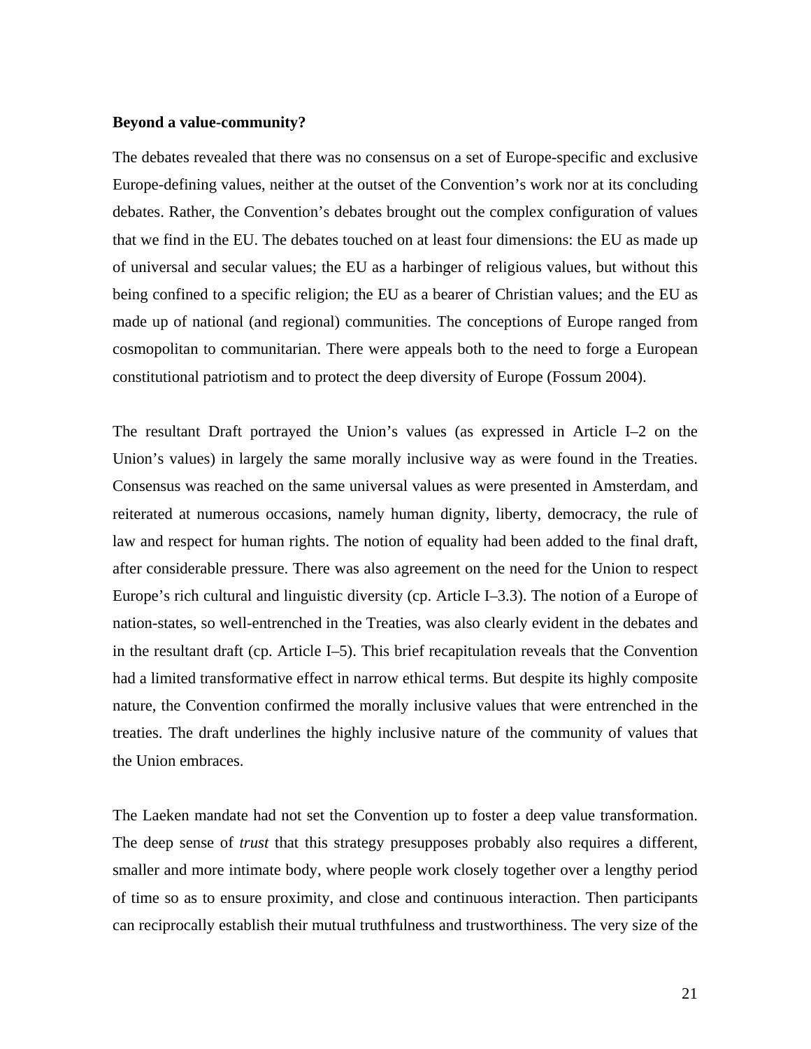**Beyond a value-community?**

The debates revealed that there was no consensus on a set of Europe-specific and exclusive Europe-defining values, neither at the outset of the Convention's work nor at its concluding debates. Rather, the Convention's debates brought out the complex configuration of values that we find in the EU. The debates touched on at least four dimensions: the EU as made up of universal and secular values; the EU as a harbinger of religious values, but without this being confined to a specific religion; the EU as a bearer of Christian values; and the EU as made up of national (and regional) communities. The conceptions of Europe ranged from cosmopolitan to communitarian. There were appeals both to the need to forge a European constitutional patriotism and to protect the deep diversity of Europe (Fossum 2004).

The resultant Draft portrayed the Union's values (as expressed in Article I–2 on the Union's values) in largely the same morally inclusive way as were found in the Treaties. Consensus was reached on the same universal values as were presented in Amsterdam, and reiterated at numerous occasions, namely human dignity, liberty, democracy, the rule of law and respect for human rights. The notion of equality had been added to the final draft, after considerable pressure. There was also agreement on the need for the Union to respect Europe's rich cultural and linguistic diversity (cp. Article I–3.3). The notion of a Europe of nation-states, so well-entrenched in the Treaties, was also clearly evident in the debates and in the resultant draft (cp. Article I–5). This brief recapitulation reveals that the Convention had a limited transformative effect in narrow ethical terms. But despite its highly composite nature, the Convention confirmed the morally inclusive values that were entrenched in the treaties. The draft underlines the highly inclusive nature of the community of values that the Union embraces.

The Laeken mandate had not set the Convention up to foster a deep value transformation. The deep sense of *trust* that this strategy presupposes probably also requires a different, smaller and more intimate body, where people work closely together over a lengthy period of time so as to ensure proximity, and close and continuous interaction. Then participants can reciprocally establish their mutual truthfulness and trustworthiness. The very size of the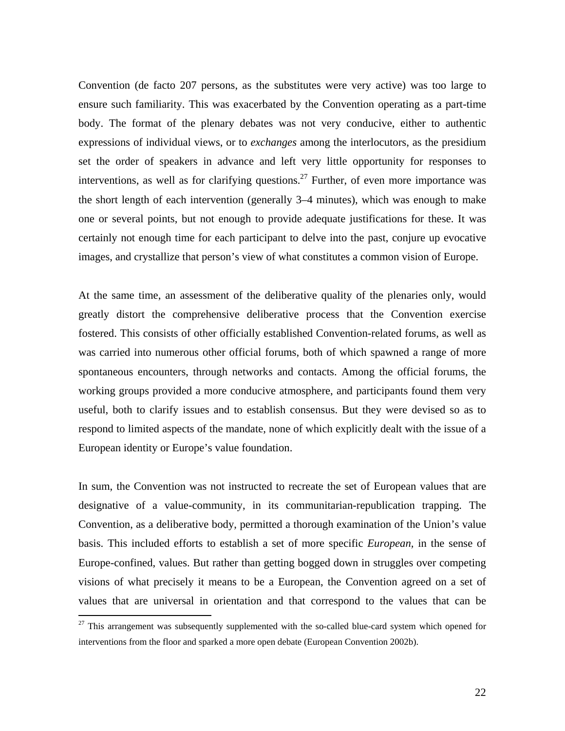Convention (de facto 207 persons, as the substitutes were very active) was too large to ensure such familiarity. This was exacerbated by the Convention operating as a part-time body. The format of the plenary debates was not very conducive, either to authentic expressions of individual views, or to *exchanges* among the interlocutors, as the presidium set the order of speakers in advance and left very little opportunity for responses to interventions, as well as for clarifying questions.[27] Further, of even more importance was the short length of each intervention (generally 3–4 minutes), which was enough to make one or several points, but not enough to provide adequate justifications for these. It was certainly not enough time for each participant to delve into the past, conjure up evocative images, and crystallize that person's view of what constitutes a common vision of Europe.

At the same time, an assessment of the deliberative quality of the plenaries only, would greatly distort the comprehensive deliberative process that the Convention exercise fostered. This consists of other officially established Convention-related forums, as well as was carried into numerous other official forums, both of which spawned a range of more spontaneous encounters, through networks and contacts. Among the official forums, the working groups provided a more conducive atmosphere, and participants found them very useful, both to clarify issues and to establish consensus. But they were devised so as to respond to limited aspects of the mandate, none of which explicitly dealt with the issue of a European identity or Europe's value foundation.

In sum, the Convention was not instructed to recreate the set of European values that are designative of a value-community, in its communitarian-republication trapping. The Convention, as a deliberative body, permitted a thorough examination of the Union's value basis. This included efforts to establish a set of more specific *European,* in the sense of Europe-confined, values. But rather than getting bogged down in struggles over competing visions of what precisely it means to be a European, the Convention agreed on a set of values that are universal in orientation and that correspond to the values that can be

---

[27] This arrangement was subsequently supplemented with the so-called blue-card system which opened for interventions from the floor and sparked a more open debate (European Convention 2002b).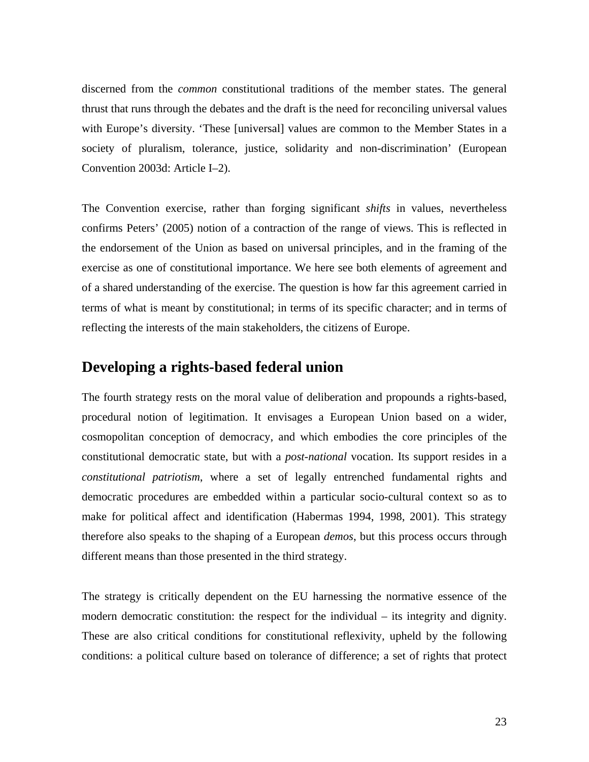discerned from the *common* constitutional traditions of the member states. The general thrust that runs through the debates and the draft is the need for reconciling universal values with Europe's diversity. 'These [universal] values are common to the Member States in a society of pluralism, tolerance, justice, solidarity and non-discrimination' (European Convention 2003d: Article I–2).

The Convention exercise, rather than forging significant *shifts* in values, nevertheless confirms Peters' (2005) notion of a contraction of the range of views. This is reflected in the endorsement of the Union as based on universal principles, and in the framing of the exercise as one of constitutional importance. We here see both elements of agreement and of a shared understanding of the exercise. The question is how far this agreement carried in terms of what is meant by constitutional; in terms of its specific character; and in terms of reflecting the interests of the main stakeholders, the citizens of Europe.

## Developing a rights-based federal union

The fourth strategy rests on the moral value of deliberation and propounds a rights-based, procedural notion of legitimation. It envisages a European Union based on a wider, cosmopolitan conception of democracy, and which embodies the core principles of the constitutional democratic state, but with a *post-national* vocation. Its support resides in a *constitutional patriotism*, where a set of legally entrenched fundamental rights and democratic procedures are embedded within a particular socio-cultural context so as to make for political affect and identification (Habermas 1994, 1998, 2001). This strategy therefore also speaks to the shaping of a European *demos*, but this process occurs through different means than those presented in the third strategy.

The strategy is critically dependent on the EU harnessing the normative essence of the modern democratic constitution: the respect for the individual – its integrity and dignity. These are also critical conditions for constitutional reflexivity, upheld by the following conditions: a political culture based on tolerance of difference; a set of rights that protect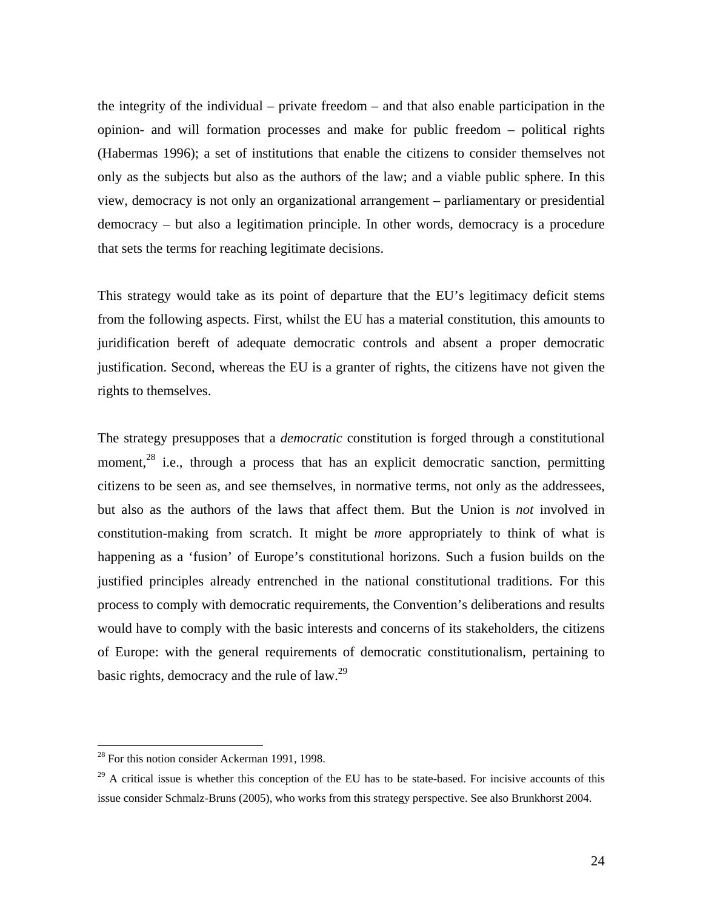the integrity of the individual – private freedom – and that also enable participation in the opinion- and will formation processes and make for public freedom – political rights (Habermas 1996); a set of institutions that enable the citizens to consider themselves not only as the subjects but also as the authors of the law; and a viable public sphere. In this view, democracy is not only an organizational arrangement – parliamentary or presidential democracy – but also a legitimation principle. In other words, democracy is a procedure that sets the terms for reaching legitimate decisions.

This strategy would take as its point of departure that the EU's legitimacy deficit stems from the following aspects. First, whilst the EU has a material constitution, this amounts to juridification bereft of adequate democratic controls and absent a proper democratic justification. Second, whereas the EU is a granter of rights, the citizens have not given the rights to themselves.

The strategy presupposes that a *democratic* constitution is forged through a constitutional moment,[28] i.e., through a process that has an explicit democratic sanction, permitting citizens to be seen as, and see themselves, in normative terms, not only as the addressees, but also as the authors of the laws that affect them. But the Union is *not* involved in constitution-making from scratch. It might be *m*ore appropriately to think of what is happening as a 'fusion' of Europe's constitutional horizons. Such a fusion builds on the justified principles already entrenched in the national constitutional traditions. For this process to comply with democratic requirements, the Convention's deliberations and results would have to comply with the basic interests and concerns of its stakeholders, the citizens of Europe: with the general requirements of democratic constitutionalism, pertaining to basic rights, democracy and the rule of law.[29]

---

[28] For this notion consider Ackerman 1991, 1998.

[29] A critical issue is whether this conception of the EU has to be state-based. For incisive accounts of this issue consider Schmalz-Bruns (2005), who works from this strategy perspective. See also Brunkhorst 2004.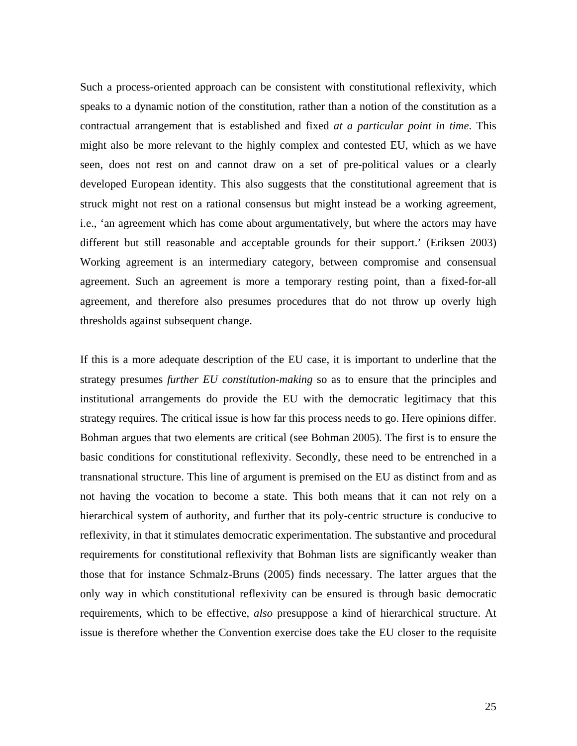Such a process-oriented approach can be consistent with constitutional reflexivity, which speaks to a dynamic notion of the constitution, rather than a notion of the constitution as a contractual arrangement that is established and fixed *at a particular point in time*. This might also be more relevant to the highly complex and contested EU, which as we have seen, does not rest on and cannot draw on a set of pre-political values or a clearly developed European identity. This also suggests that the constitutional agreement that is struck might not rest on a rational consensus but might instead be a working agreement, i.e., 'an agreement which has come about argumentatively, but where the actors may have different but still reasonable and acceptable grounds for their support.' (Eriksen 2003) Working agreement is an intermediary category, between compromise and consensual agreement. Such an agreement is more a temporary resting point, than a fixed-for-all agreement, and therefore also presumes procedures that do not throw up overly high thresholds against subsequent change.

If this is a more adequate description of the EU case, it is important to underline that the strategy presumes *further EU constitution-making* so as to ensure that the principles and institutional arrangements do provide the EU with the democratic legitimacy that this strategy requires. The critical issue is how far this process needs to go. Here opinions differ. Bohman argues that two elements are critical (see Bohman 2005). The first is to ensure the basic conditions for constitutional reflexivity. Secondly, these need to be entrenched in a transnational structure. This line of argument is premised on the EU as distinct from and as not having the vocation to become a state. This both means that it can not rely on a hierarchical system of authority, and further that its poly-centric structure is conducive to reflexivity, in that it stimulates democratic experimentation. The substantive and procedural requirements for constitutional reflexivity that Bohman lists are significantly weaker than those that for instance Schmalz-Bruns (2005) finds necessary. The latter argues that the only way in which constitutional reflexivity can be ensured is through basic democratic requirements, which to be effective, *also* presuppose a kind of hierarchical structure. At issue is therefore whether the Convention exercise does take the EU closer to the requisite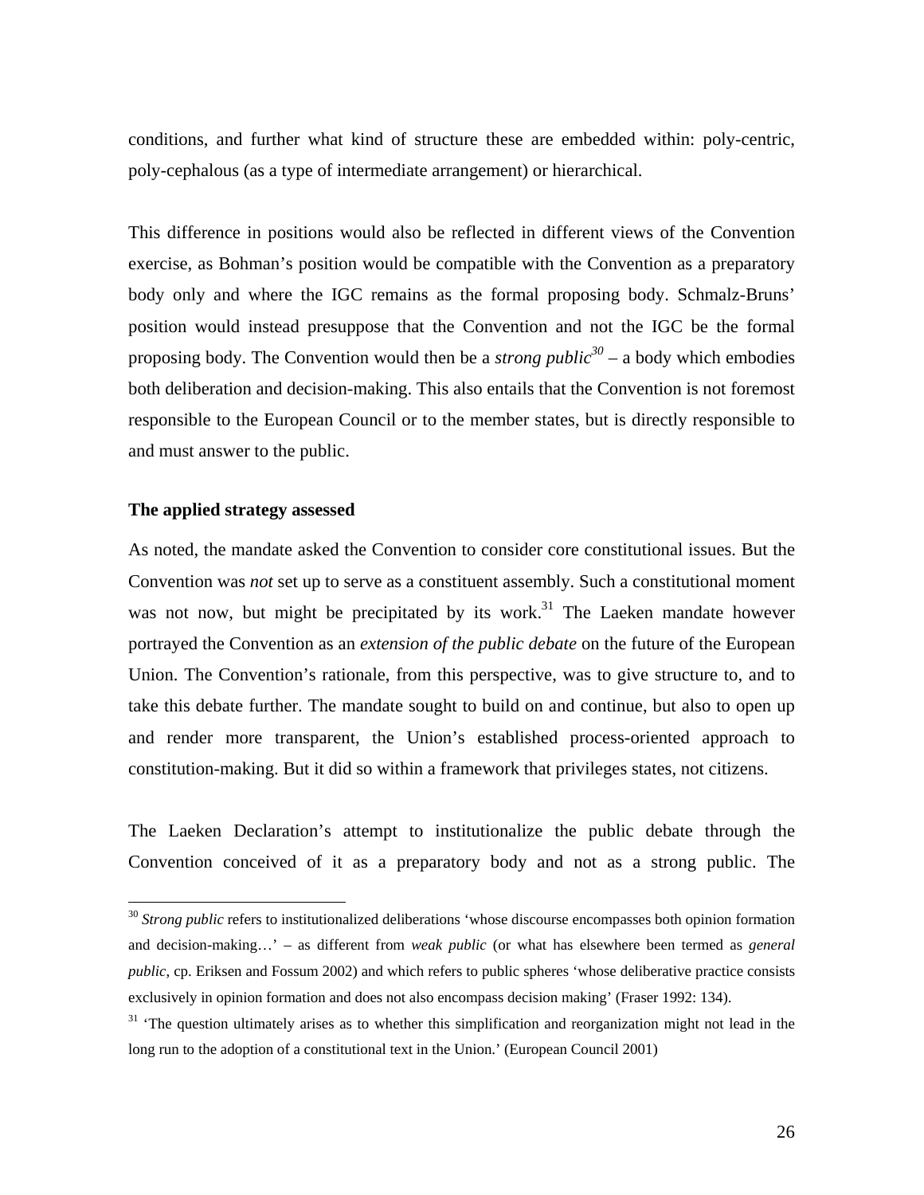conditions, and further what kind of structure these are embedded within: poly-centric, poly-cephalous (as a type of intermediate arrangement) or hierarchical.

This difference in positions would also be reflected in different views of the Convention exercise, as Bohman's position would be compatible with the Convention as a preparatory body only and where the IGC remains as the formal proposing body. Schmalz-Bruns' position would instead presuppose that the Convention and not the IGC be the formal proposing body. The Convention would then be a *strong public*[30] – a body which embodies both deliberation and decision-making. This also entails that the Convention is not foremost responsible to the European Council or to the member states, but is directly responsible to and must answer to the public.

**The applied strategy assessed**

As noted, the mandate asked the Convention to consider core constitutional issues. But the Convention was *not* set up to serve as a constituent assembly. Such a constitutional moment was not now, but might be precipitated by its work.[31] The Laeken mandate however portrayed the Convention as an *extension of the public debate* on the future of the European Union. The Convention's rationale, from this perspective, was to give structure to, and to take this debate further. The mandate sought to build on and continue, but also to open up and render more transparent, the Union's established process-oriented approach to constitution-making. But it did so within a framework that privileges states, not citizens.

The Laeken Declaration's attempt to institutionalize the public debate through the Convention conceived of it as a preparatory body and not as a strong public. The

[30] *Strong public* refers to institutionalized deliberations 'whose discourse encompasses both opinion formation and decision-making…' – as different from *weak public* (or what has elsewhere been termed as *general public*, cp. Eriksen and Fossum 2002) and which refers to public spheres 'whose deliberative practice consists exclusively in opinion formation and does not also encompass decision making' (Fraser 1992: 134).

[31] 'The question ultimately arises as to whether this simplification and reorganization might not lead in the long run to the adoption of a constitutional text in the Union.' (European Council 2001)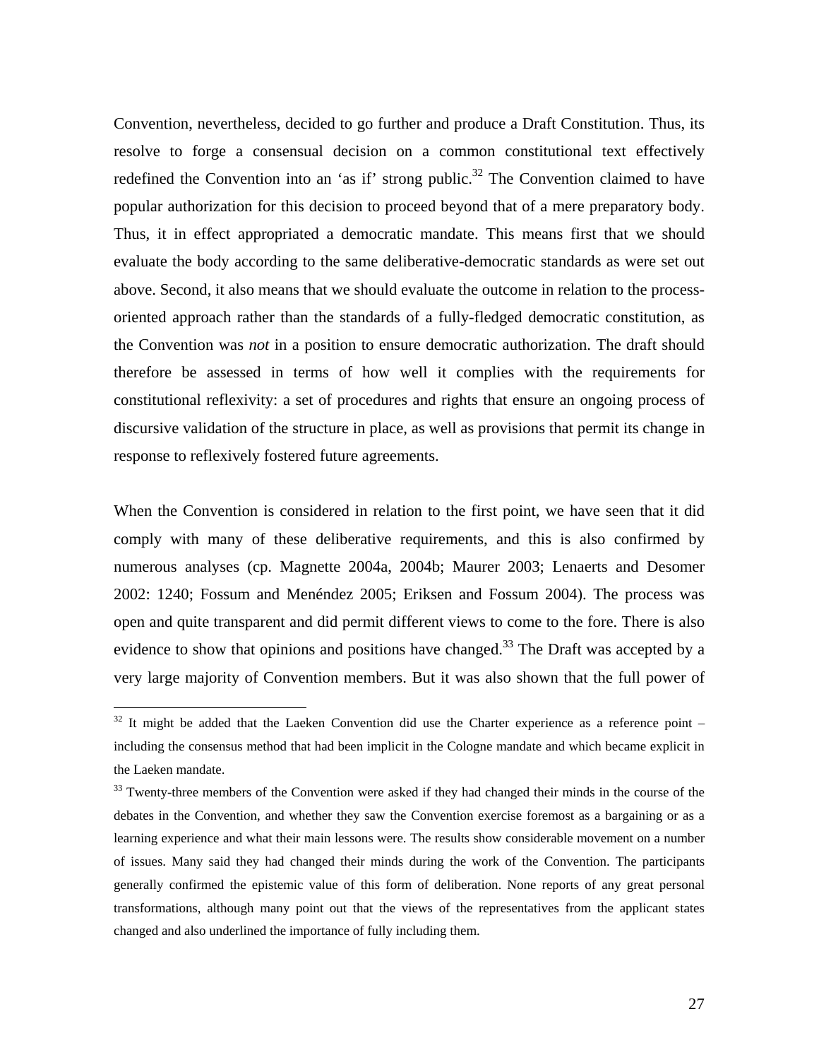Convention, nevertheless, decided to go further and produce a Draft Constitution. Thus, its resolve to forge a consensual decision on a common constitutional text effectively redefined the Convention into an 'as if' strong public.[32] The Convention claimed to have popular authorization for this decision to proceed beyond that of a mere preparatory body. Thus, it in effect appropriated a democratic mandate. This means first that we should evaluate the body according to the same deliberative-democratic standards as were set out above. Second, it also means that we should evaluate the outcome in relation to the process-oriented approach rather than the standards of a fully-fledged democratic constitution, as the Convention was *not* in a position to ensure democratic authorization. The draft should therefore be assessed in terms of how well it complies with the requirements for constitutional reflexivity: a set of procedures and rights that ensure an ongoing process of discursive validation of the structure in place, as well as provisions that permit its change in response to reflexively fostered future agreements.

When the Convention is considered in relation to the first point, we have seen that it did comply with many of these deliberative requirements, and this is also confirmed by numerous analyses (cp. Magnette 2004a, 2004b; Maurer 2003; Lenaerts and Desomer 2002: 1240; Fossum and Menéndez 2005; Eriksen and Fossum 2004). The process was open and quite transparent and did permit different views to come to the fore. There is also evidence to show that opinions and positions have changed.[33] The Draft was accepted by a very large majority of Convention members. But it was also shown that the full power of

---

[32] It might be added that the Laeken Convention did use the Charter experience as a reference point – including the consensus method that had been implicit in the Cologne mandate and which became explicit in the Laeken mandate.

[33] Twenty-three members of the Convention were asked if they had changed their minds in the course of the debates in the Convention, and whether they saw the Convention exercise foremost as a bargaining or as a learning experience and what their main lessons were. The results show considerable movement on a number of issues. Many said they had changed their minds during the work of the Convention. The participants generally confirmed the epistemic value of this form of deliberation. None reports of any great personal transformations, although many point out that the views of the representatives from the applicant states changed and also underlined the importance of fully including them.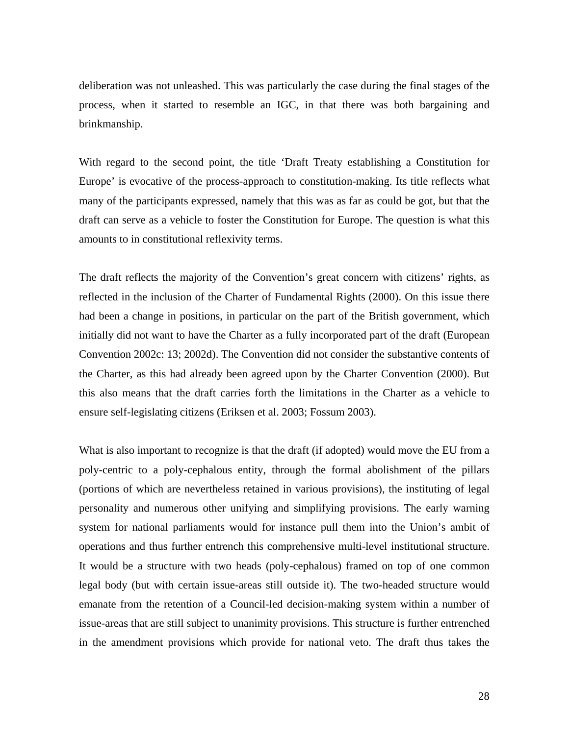deliberation was not unleashed. This was particularly the case during the final stages of the process, when it started to resemble an IGC, in that there was both bargaining and brinkmanship.

With regard to the second point, the title 'Draft Treaty establishing a Constitution for Europe' is evocative of the process-approach to constitution-making. Its title reflects what many of the participants expressed, namely that this was as far as could be got, but that the draft can serve as a vehicle to foster the Constitution for Europe. The question is what this amounts to in constitutional reflexivity terms.

The draft reflects the majority of the Convention's great concern with citizens' rights, as reflected in the inclusion of the Charter of Fundamental Rights (2000). On this issue there had been a change in positions, in particular on the part of the British government, which initially did not want to have the Charter as a fully incorporated part of the draft (European Convention 2002c: 13; 2002d). The Convention did not consider the substantive contents of the Charter, as this had already been agreed upon by the Charter Convention (2000). But this also means that the draft carries forth the limitations in the Charter as a vehicle to ensure self-legislating citizens (Eriksen et al. 2003; Fossum 2003).

What is also important to recognize is that the draft (if adopted) would move the EU from a poly-centric to a poly-cephalous entity, through the formal abolishment of the pillars (portions of which are nevertheless retained in various provisions), the instituting of legal personality and numerous other unifying and simplifying provisions. The early warning system for national parliaments would for instance pull them into the Union's ambit of operations and thus further entrench this comprehensive multi-level institutional structure. It would be a structure with two heads (poly-cephalous) framed on top of one common legal body (but with certain issue-areas still outside it). The two-headed structure would emanate from the retention of a Council-led decision-making system within a number of issue-areas that are still subject to unanimity provisions. This structure is further entrenched in the amendment provisions which provide for national veto. The draft thus takes the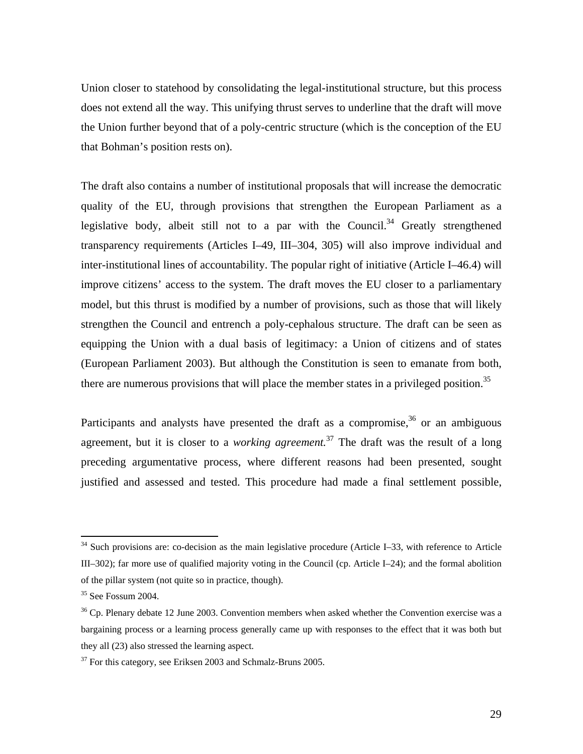Union closer to statehood by consolidating the legal-institutional structure, but this process does not extend all the way. This unifying thrust serves to underline that the draft will move the Union further beyond that of a poly-centric structure (which is the conception of the EU that Bohman's position rests on).

The draft also contains a number of institutional proposals that will increase the democratic quality of the EU, through provisions that strengthen the European Parliament as a legislative body, albeit still not to a par with the Council.[34] Greatly strengthened transparency requirements (Articles I–49, III–304, 305) will also improve individual and inter-institutional lines of accountability. The popular right of initiative (Article I–46.4) will improve citizens' access to the system. The draft moves the EU closer to a parliamentary model, but this thrust is modified by a number of provisions, such as those that will likely strengthen the Council and entrench a poly-cephalous structure. The draft can be seen as equipping the Union with a dual basis of legitimacy: a Union of citizens and of states (European Parliament 2003). But although the Constitution is seen to emanate from both, there are numerous provisions that will place the member states in a privileged position.[35]

Participants and analysts have presented the draft as a compromise,[36] or an ambiguous agreement, but it is closer to a *working agreement.*[37] The draft was the result of a long preceding argumentative process, where different reasons had been presented, sought justified and assessed and tested. This procedure had made a final settlement possible,

---

[34] Such provisions are: co-decision as the main legislative procedure (Article I–33, with reference to Article III–302); far more use of qualified majority voting in the Council (cp. Article I–24); and the formal abolition of the pillar system (not quite so in practice, though).

[35] See Fossum 2004.

[36] Cp. Plenary debate 12 June 2003. Convention members when asked whether the Convention exercise was a bargaining process or a learning process generally came up with responses to the effect that it was both but they all (23) also stressed the learning aspect.

[37] For this category, see Eriksen 2003 and Schmalz-Bruns 2005.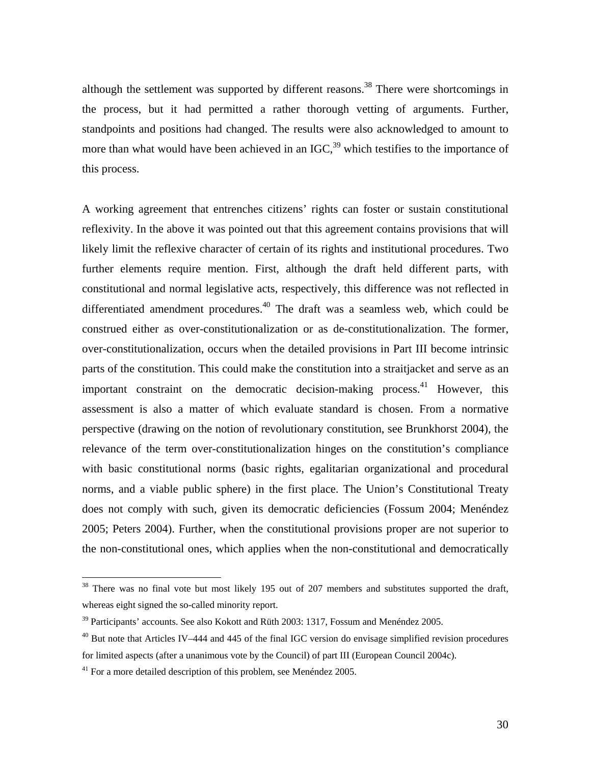although the settlement was supported by different reasons.[38] There were shortcomings in the process, but it had permitted a rather thorough vetting of arguments. Further, standpoints and positions had changed. The results were also acknowledged to amount to more than what would have been achieved in an IGC,[39] which testifies to the importance of this process.

A working agreement that entrenches citizens' rights can foster or sustain constitutional reflexivity. In the above it was pointed out that this agreement contains provisions that will likely limit the reflexive character of certain of its rights and institutional procedures. Two further elements require mention. First, although the draft held different parts, with constitutional and normal legislative acts, respectively, this difference was not reflected in differentiated amendment procedures.[40] The draft was a seamless web, which could be construed either as over-constitutionalization or as de-constitutionalization. The former, over-constitutionalization, occurs when the detailed provisions in Part III become intrinsic parts of the constitution. This could make the constitution into a straitjacket and serve as an important constraint on the democratic decision-making process.[41] However, this assessment is also a matter of which evaluate standard is chosen. From a normative perspective (drawing on the notion of revolutionary constitution, see Brunkhorst 2004), the relevance of the term over-constitutionalization hinges on the constitution's compliance with basic constitutional norms (basic rights, egalitarian organizational and procedural norms, and a viable public sphere) in the first place. The Union's Constitutional Treaty does not comply with such, given its democratic deficiencies (Fossum 2004; Menéndez 2005; Peters 2004). Further, when the constitutional provisions proper are not superior to the non-constitutional ones, which applies when the non-constitutional and democratically

---

[38] There was no final vote but most likely 195 out of 207 members and substitutes supported the draft, whereas eight signed the so-called minority report.

[39] Participants' accounts. See also Kokott and Rüth 2003: 1317, Fossum and Menéndez 2005.

[40] But note that Articles IV–444 and 445 of the final IGC version do envisage simplified revision procedures for limited aspects (after a unanimous vote by the Council) of part III (European Council 2004c).

[41] For a more detailed description of this problem, see Menéndez 2005.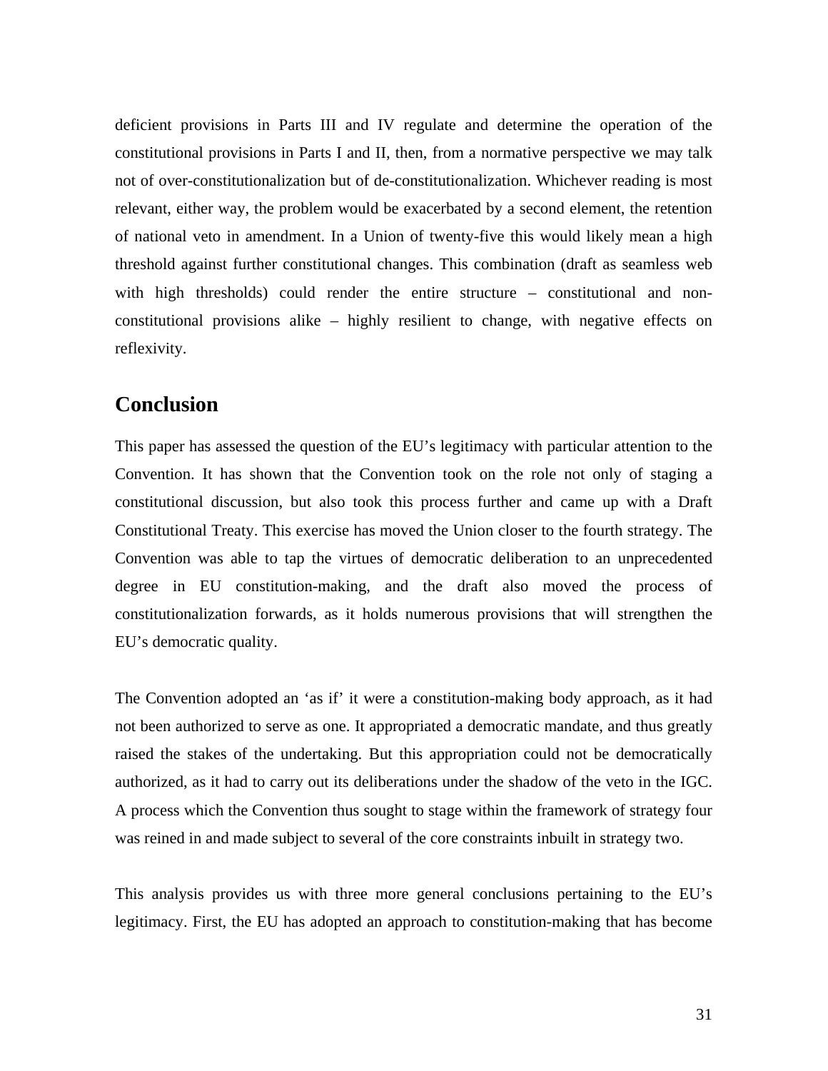deficient provisions in Parts III and IV regulate and determine the operation of the constitutional provisions in Parts I and II, then, from a normative perspective we may talk not of over-constitutionalization but of de-constitutionalization. Whichever reading is most relevant, either way, the problem would be exacerbated by a second element, the retention of national veto in amendment. In a Union of twenty-five this would likely mean a high threshold against further constitutional changes. This combination (draft as seamless web with high thresholds) could render the entire structure – constitutional and non-constitutional provisions alike – highly resilient to change, with negative effects on reflexivity.

## Conclusion

This paper has assessed the question of the EU's legitimacy with particular attention to the Convention. It has shown that the Convention took on the role not only of staging a constitutional discussion, but also took this process further and came up with a Draft Constitutional Treaty. This exercise has moved the Union closer to the fourth strategy. The Convention was able to tap the virtues of democratic deliberation to an unprecedented degree in EU constitution-making, and the draft also moved the process of constitutionalization forwards, as it holds numerous provisions that will strengthen the EU's democratic quality.

The Convention adopted an 'as if' it were a constitution-making body approach, as it had not been authorized to serve as one. It appropriated a democratic mandate, and thus greatly raised the stakes of the undertaking. But this appropriation could not be democratically authorized, as it had to carry out its deliberations under the shadow of the veto in the IGC. A process which the Convention thus sought to stage within the framework of strategy four was reined in and made subject to several of the core constraints inbuilt in strategy two.

This analysis provides us with three more general conclusions pertaining to the EU's legitimacy. First, the EU has adopted an approach to constitution-making that has become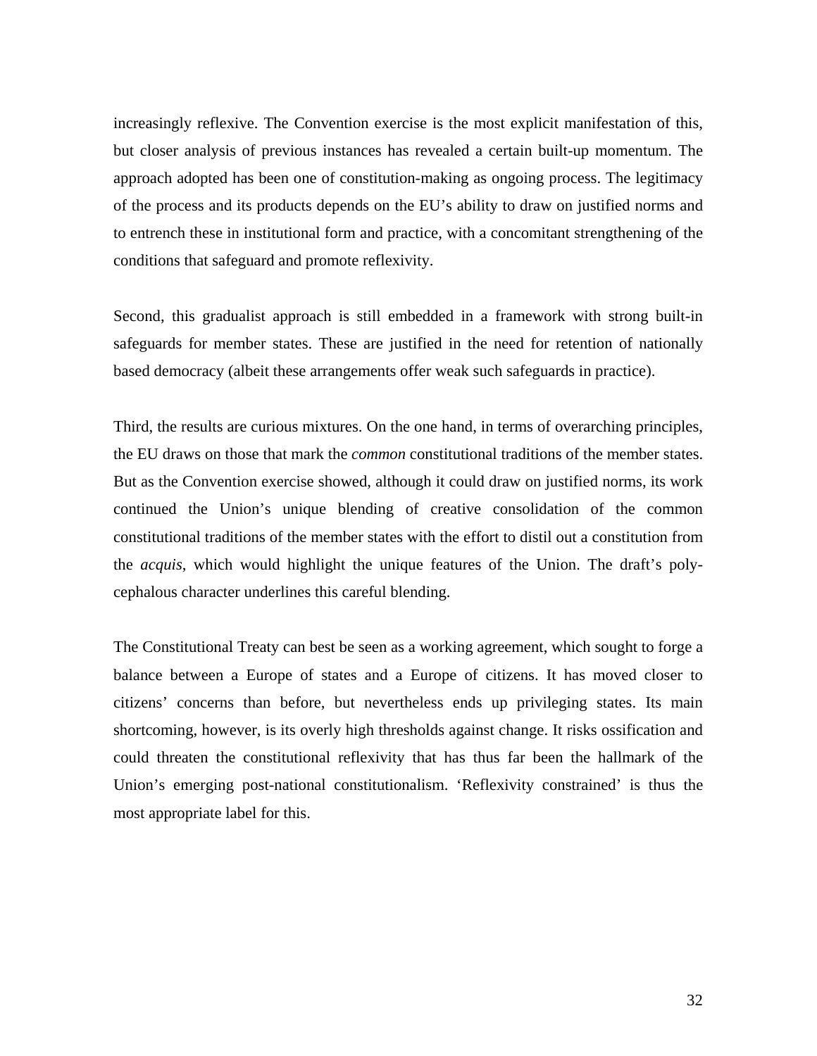increasingly reflexive. The Convention exercise is the most explicit manifestation of this, but closer analysis of previous instances has revealed a certain built-up momentum. The approach adopted has been one of constitution-making as ongoing process. The legitimacy of the process and its products depends on the EU's ability to draw on justified norms and to entrench these in institutional form and practice, with a concomitant strengthening of the conditions that safeguard and promote reflexivity.

Second, this gradualist approach is still embedded in a framework with strong built-in safeguards for member states. These are justified in the need for retention of nationally based democracy (albeit these arrangements offer weak such safeguards in practice).

Third, the results are curious mixtures. On the one hand, in terms of overarching principles, the EU draws on those that mark the *common* constitutional traditions of the member states. But as the Convention exercise showed, although it could draw on justified norms, its work continued the Union's unique blending of creative consolidation of the common constitutional traditions of the member states with the effort to distil out a constitution from the *acquis*, which would highlight the unique features of the Union. The draft's poly-cephalous character underlines this careful blending.

The Constitutional Treaty can best be seen as a working agreement, which sought to forge a balance between a Europe of states and a Europe of citizens. It has moved closer to citizens' concerns than before, but nevertheless ends up privileging states. Its main shortcoming, however, is its overly high thresholds against change. It risks ossification and could threaten the constitutional reflexivity that has thus far been the hallmark of the Union's emerging post-national constitutionalism. 'Reflexivity constrained' is thus the most appropriate label for this.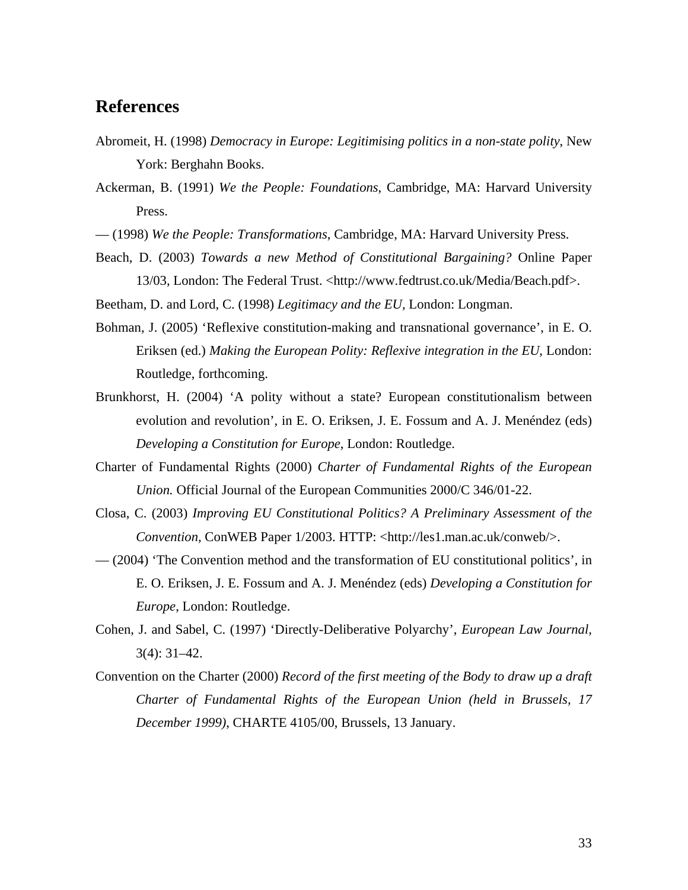## References

Abromeit, H. (1998) *Democracy in Europe: Legitimising politics in a non-state polity*, New York: Berghahn Books.

Ackerman, B. (1991) *We the People: Foundations*, Cambridge, MA: Harvard University Press.

— (1998) *We the People: Transformations*, Cambridge, MA: Harvard University Press.

Beach, D. (2003) *Towards a new Method of Constitutional Bargaining?* Online Paper 13/03, London: The Federal Trust. <http://www.fedtrust.co.uk/Media/Beach.pdf>.

Beetham, D. and Lord, C. (1998) *Legitimacy and the EU,* London: Longman.

Bohman, J. (2005) 'Reflexive constitution-making and transnational governance', in E. O. Eriksen (ed.) *Making the European Polity: Reflexive integration in the EU*, London: Routledge, forthcoming.

Brunkhorst, H. (2004) 'A polity without a state? European constitutionalism between evolution and revolution', in E. O. Eriksen, J. E. Fossum and A. J. Menéndez (eds) *Developing a Constitution for Europe*, London: Routledge.

Charter of Fundamental Rights (2000) *Charter of Fundamental Rights of the European Union.* Official Journal of the European Communities 2000/C 346/01-22.

Closa, C. (2003) *Improving EU Constitutional Politics? A Preliminary Assessment of the Convention,* ConWEB Paper 1/2003. HTTP: <http://les1.man.ac.uk/conweb/>.

— (2004) 'The Convention method and the transformation of EU constitutional politics', in E. O. Eriksen, J. E. Fossum and A. J. Menéndez (eds) *Developing a Constitution for Europe*, London: Routledge.

Cohen, J. and Sabel, C. (1997) 'Directly-Deliberative Polyarchy', *European Law Journal*, 3(4): 31–42.

Convention on the Charter (2000) *Record of the first meeting of the Body to draw up a draft Charter of Fundamental Rights of the European Union (held in Brussels, 17 December 1999)*, CHARTE 4105/00, Brussels, 13 January.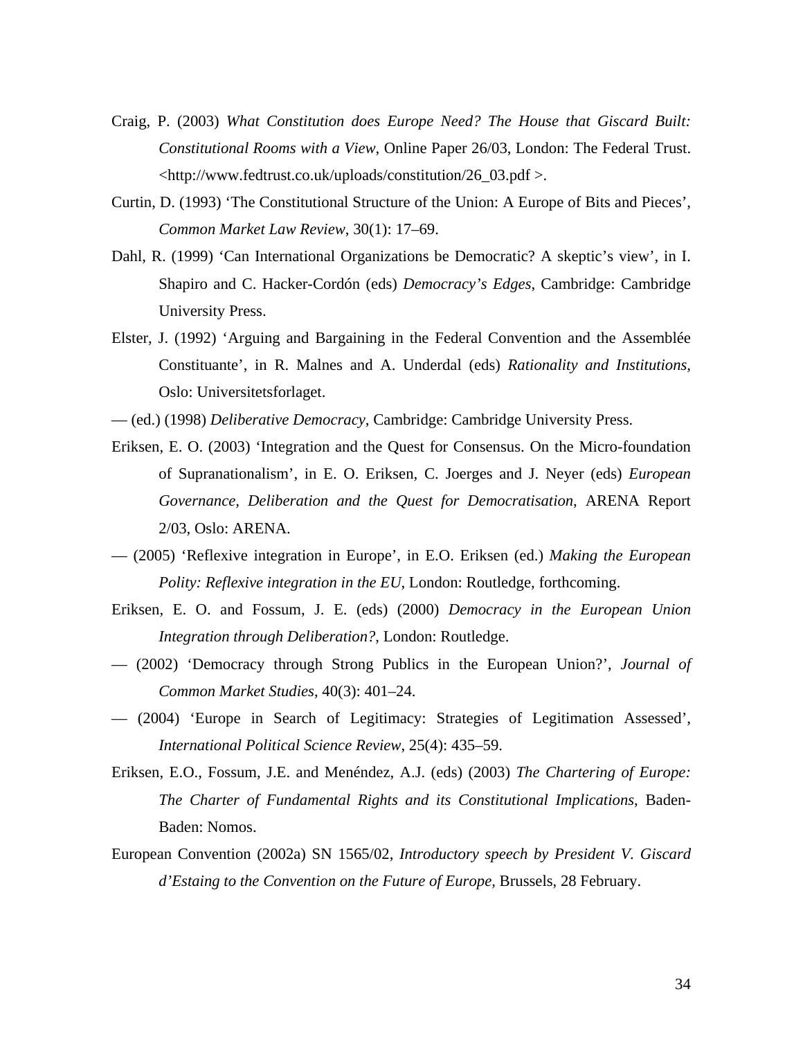Craig, P. (2003) *What Constitution does Europe Need? The House that Giscard Built: Constitutional Rooms with a View*, Online Paper 26/03, London: The Federal Trust. <http://www.fedtrust.co.uk/uploads/constitution/26_03.pdf >.

Curtin, D. (1993) 'The Constitutional Structure of the Union: A Europe of Bits and Pieces', *Common Market Law Review*, 30(1): 17–69.

Dahl, R. (1999) 'Can International Organizations be Democratic? A skeptic's view', in I. Shapiro and C. Hacker-Cordón (eds) *Democracy's Edges*, Cambridge: Cambridge University Press.

Elster, J. (1992) 'Arguing and Bargaining in the Federal Convention and the Assemblée Constituante', in R. Malnes and A. Underdal (eds) *Rationality and Institutions*, Oslo: Universitetsforlaget.

— (ed.) (1998) *Deliberative Democracy*, Cambridge: Cambridge University Press.

Eriksen, E. O. (2003) 'Integration and the Quest for Consensus. On the Micro-foundation of Supranationalism', in E. O. Eriksen, C. Joerges and J. Neyer (eds) *European Governance, Deliberation and the Quest for Democratisation*, ARENA Report 2/03, Oslo: ARENA.

— (2005) 'Reflexive integration in Europe', in E.O. Eriksen (ed.) *Making the European Polity: Reflexive integration in the EU*, London: Routledge, forthcoming.

Eriksen, E. O. and Fossum, J. E. (eds) (2000) *Democracy in the European Union Integration through Deliberation?*, London: Routledge.

— (2002) 'Democracy through Strong Publics in the European Union?', *Journal of Common Market Studies*, 40(3): 401–24.

— (2004) 'Europe in Search of Legitimacy: Strategies of Legitimation Assessed', *International Political Science Review*, 25(4): 435–59.

Eriksen, E.O., Fossum, J.E. and Menéndez, A.J. (eds) (2003) *The Chartering of Europe: The Charter of Fundamental Rights and its Constitutional Implications*, Baden-Baden: Nomos.

European Convention (2002a) SN 1565/02, *Introductory speech by President V. Giscard d'Estaing to the Convention on the Future of Europe*, Brussels, 28 February.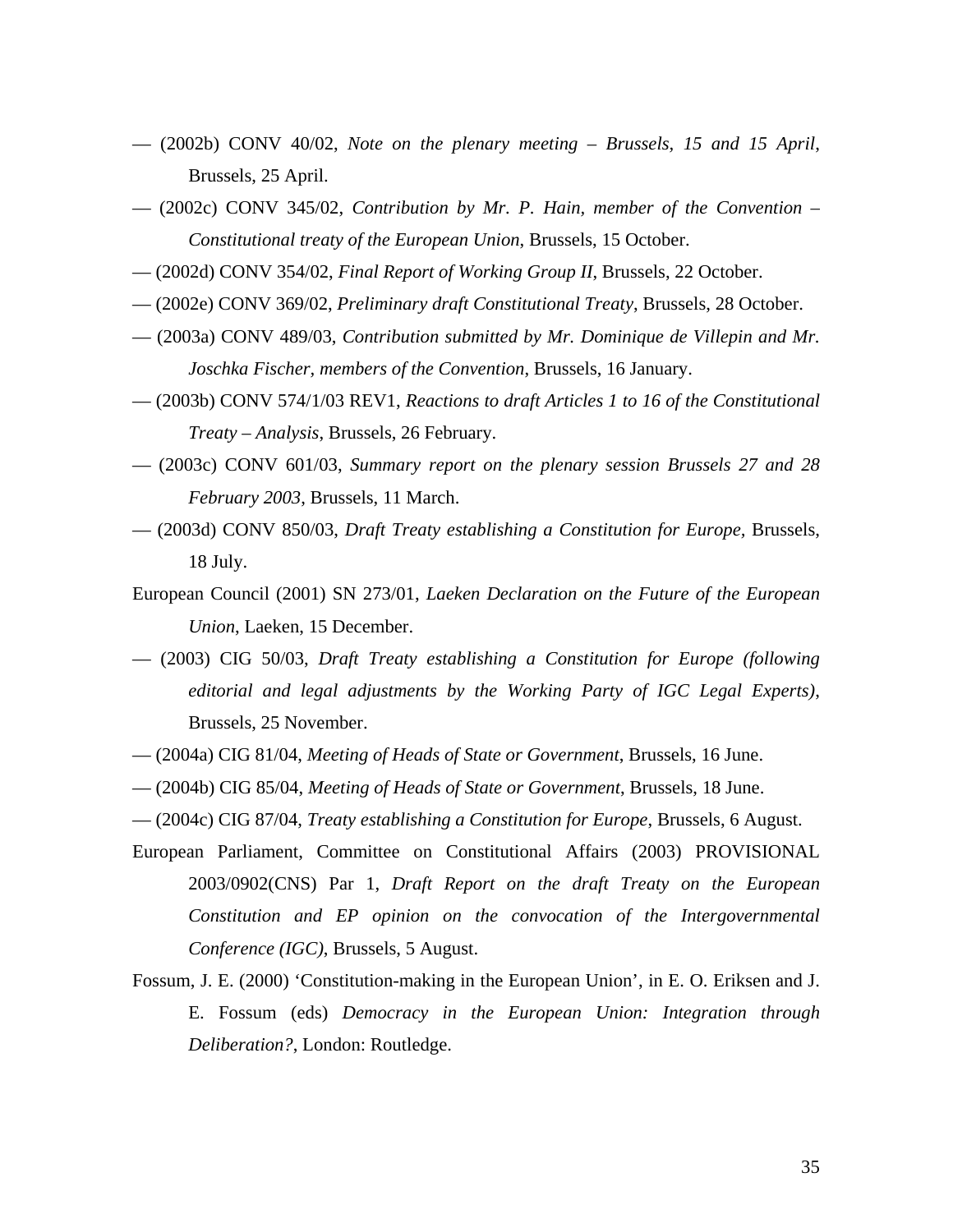— (2002b) CONV 40/02, *Note on the plenary meeting – Brussels, 15 and 15 April*, Brussels, 25 April.

— (2002c) CONV 345/02, *Contribution by Mr. P. Hain, member of the Convention – Constitutional treaty of the European Union*, Brussels, 15 October.

— (2002d) CONV 354/02, *Final Report of Working Group II*, Brussels, 22 October.

— (2002e) CONV 369/02, *Preliminary draft Constitutional Treaty*, Brussels, 28 October.

— (2003a) CONV 489/03, *Contribution submitted by Mr. Dominique de Villepin and Mr. Joschka Fischer, members of the Convention*, Brussels, 16 January.

— (2003b) CONV 574/1/03 REV1, *Reactions to draft Articles 1 to 16 of the Constitutional Treaty – Analysis*, Brussels, 26 February.

— (2003c) CONV 601/03, *Summary report on the plenary session Brussels 27 and 28 February 2003*, Brussels, 11 March.

— (2003d) CONV 850/03, *Draft Treaty establishing a Constitution for Europe,* Brussels, 18 July.

European Council (2001) SN 273/01, *Laeken Declaration on the Future of the European Union*, Laeken, 15 December.

— (2003) CIG 50/03, *Draft Treaty establishing a Constitution for Europe (following editorial and legal adjustments by the Working Party of IGC Legal Experts)*, Brussels, 25 November.

— (2004a) CIG 81/04, *Meeting of Heads of State or Government*, Brussels, 16 June.

— (2004b) CIG 85/04, *Meeting of Heads of State or Government*, Brussels, 18 June.

— (2004c) CIG 87/04, *Treaty establishing a Constitution for Europe*, Brussels, 6 August.

European Parliament, Committee on Constitutional Affairs (2003) PROVISIONAL 2003/0902(CNS) Par 1, *Draft Report on the draft Treaty on the European Constitution and EP opinion on the convocation of the Intergovernmental Conference (IGC)*, Brussels, 5 August.

Fossum, J. E. (2000) 'Constitution-making in the European Union', in E. O. Eriksen and J. E. Fossum (eds) *Democracy in the European Union: Integration through Deliberation?*, London: Routledge.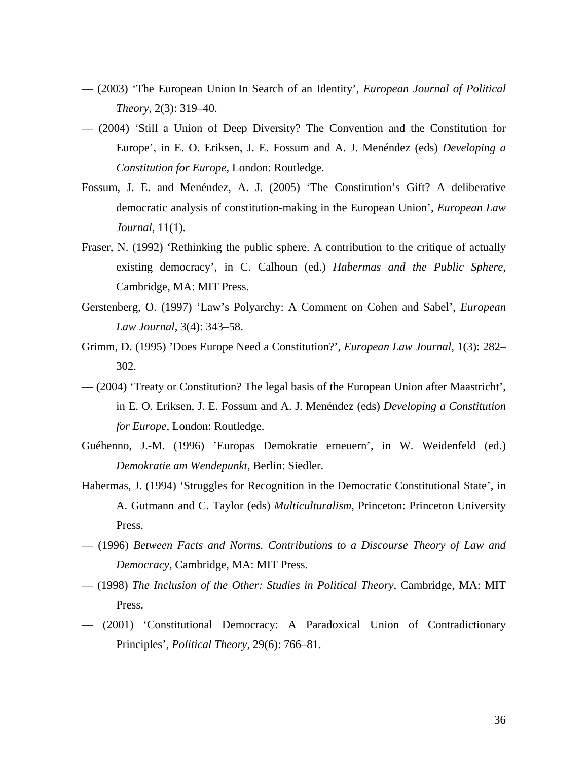— (2003) ‘The European Union In Search of an Identity’, *European Journal of Political Theory*, 2(3): 319–40.

— (2004) ‘Still a Union of Deep Diversity? The Convention and the Constitution for Europe’, in E. O. Eriksen, J. E. Fossum and A. J. Menéndez (eds) *Developing a Constitution for Europe*, London: Routledge.

Fossum, J. E. and Menéndez, A. J. (2005) ‘The Constitution’s Gift? A deliberative democratic analysis of constitution-making in the European Union’, *European Law Journal*, 11(1).

Fraser, N. (1992) ‘Rethinking the public sphere. A contribution to the critique of actually existing democracy’, in C. Calhoun (ed.) *Habermas and the Public Sphere*, Cambridge, MA: MIT Press.

Gerstenberg, O. (1997) ‘Law’s Polyarchy: A Comment on Cohen and Sabel’, *European Law Journal*, 3(4): 343–58.

Grimm, D. (1995) ’Does Europe Need a Constitution?’, *European Law Journal*, 1(3): 282–302.

— (2004) ‘Treaty or Constitution? The legal basis of the European Union after Maastricht’, in E. O. Eriksen, J. E. Fossum and A. J. Menéndez (eds) *Developing a Constitution for Europe*, London: Routledge.

Guéhenno, J.-M. (1996) ’Europas Demokratie erneuern’, in W. Weidenfeld (ed.) *Demokratie am Wendepunkt*, Berlin: Siedler.

Habermas, J. (1994) ‘Struggles for Recognition in the Democratic Constitutional State’, in A. Gutmann and C. Taylor (eds) *Multiculturalism*, Princeton: Princeton University Press.

— (1996) *Between Facts and Norms. Contributions to a Discourse Theory of Law and Democracy*, Cambridge, MA: MIT Press.

— (1998) *The Inclusion of the Other: Studies in Political Theory*, Cambridge, MA: MIT Press.

— (2001) ‘Constitutional Democracy: A Paradoxical Union of Contradictionary Principles’, *Political Theory*, 29(6): 766–81.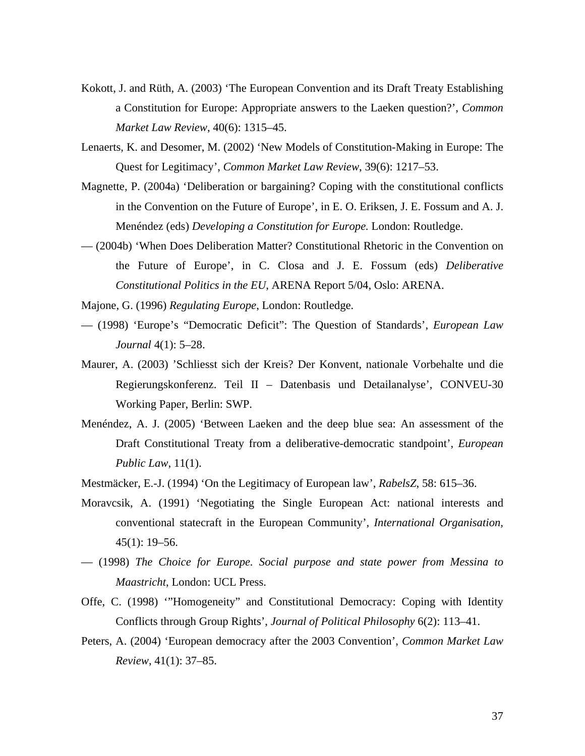Kokott, J. and Rüth, A. (2003) ‘The European Convention and its Draft Treaty Establishing a Constitution for Europe: Appropriate answers to the Laeken question?’, *Common Market Law Review*, 40(6): 1315–45.

Lenaerts, K. and Desomer, M. (2002) ‘New Models of Constitution-Making in Europe: The Quest for Legitimacy’, *Common Market Law Review*, 39(6): 1217–53.

Magnette, P. (2004a) ‘Deliberation or bargaining? Coping with the constitutional conflicts in the Convention on the Future of Europe’, in E. O. Eriksen, J. E. Fossum and A. J. Menéndez (eds) *Developing a Constitution for Europe.* London: Routledge.

— (2004b) ‘When Does Deliberation Matter? Constitutional Rhetoric in the Convention on the Future of Europe’, in C. Closa and J. E. Fossum (eds) *Deliberative Constitutional Politics in the EU*, ARENA Report 5/04, Oslo: ARENA.

Majone, G. (1996) *Regulating Europe*, London: Routledge.

— (1998) ‘Europe’s “Democratic Deficit”: The Question of Standards’, *European Law Journal* 4(1): 5–28.

Maurer, A. (2003) ’Schliesst sich der Kreis? Der Konvent, nationale Vorbehalte und die Regierungskonferenz. Teil II – Datenbasis und Detailanalyse’, CONVEU-30 Working Paper, Berlin: SWP.

Menéndez, A. J. (2005) ‘Between Laeken and the deep blue sea: An assessment of the Draft Constitutional Treaty from a deliberative-democratic standpoint’, *European Public Law*, 11(1).

Mestmäcker, E.-J. (1994) ‘On the Legitimacy of European law’, *RabelsZ*, 58: 615–36.

Moravcsik, A. (1991) ‘Negotiating the Single European Act: national interests and conventional statecraft in the European Community’, *International Organisation*, 45(1): 19–56.

— (1998) *The Choice for Europe. Social purpose and state power from Messina to Maastricht*, London: UCL Press.

Offe, C. (1998) ‘”Homogeneity” and Constitutional Democracy: Coping with Identity Conflicts through Group Rights’, *Journal of Political Philosophy* 6(2): 113–41.

Peters, A. (2004) ‘European democracy after the 2003 Convention’, *Common Market Law Review*, 41(1): 37–85.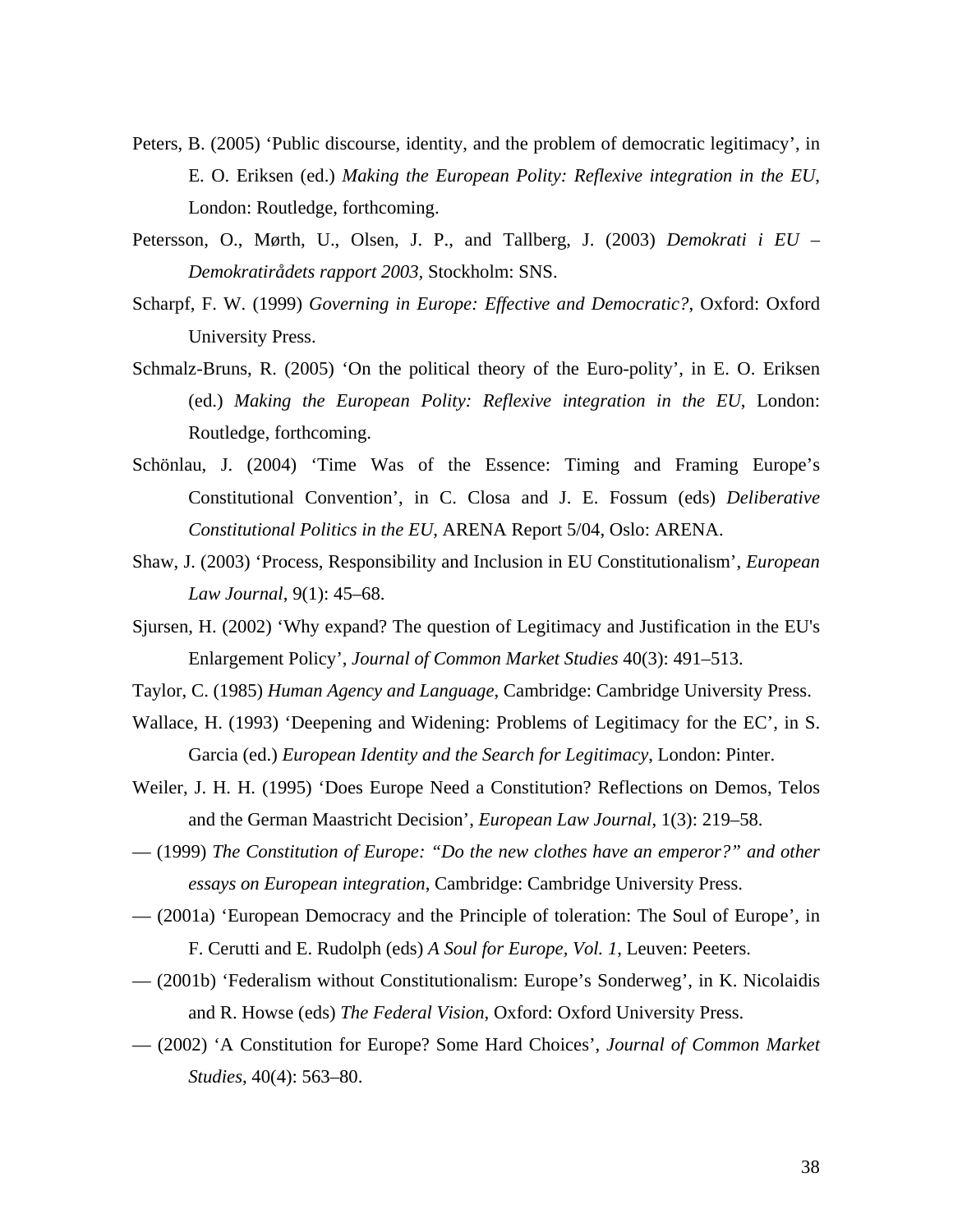Peters, B. (2005) ‘Public discourse, identity, and the problem of democratic legitimacy’, in E. O. Eriksen (ed.) *Making the European Polity: Reflexive integration in the EU*, London: Routledge, forthcoming.

Petersson, O., Mørth, U., Olsen, J. P., and Tallberg, J. (2003) *Demokrati i EU – Demokratirådets rapport 2003*, Stockholm: SNS.

Scharpf, F. W. (1999) *Governing in Europe: Effective and Democratic?*, Oxford: Oxford University Press.

Schmalz-Bruns, R. (2005) ‘On the political theory of the Euro-polity’, in E. O. Eriksen (ed.) *Making the European Polity: Reflexive integration in the EU*, London: Routledge, forthcoming.

Schönlau, J. (2004) ‘Time Was of the Essence: Timing and Framing Europe’s Constitutional Convention’, in C. Closa and J. E. Fossum (eds) *Deliberative Constitutional Politics in the EU*, ARENA Report 5/04, Oslo: ARENA.

Shaw, J. (2003) ‘Process, Responsibility and Inclusion in EU Constitutionalism’, *European Law Journal*, 9(1): 45–68.

Sjursen, H. (2002) ‘Why expand? The question of Legitimacy and Justification in the EU's Enlargement Policy’, *Journal of Common Market Studies* 40(3): 491–513.

Taylor, C. (1985) *Human Agency and Language*, Cambridge: Cambridge University Press.

Wallace, H. (1993) ‘Deepening and Widening: Problems of Legitimacy for the EC’, in S. Garcia (ed.) *European Identity and the Search for Legitimacy*, London: Pinter.

Weiler, J. H. H. (1995) ‘Does Europe Need a Constitution? Reflections on Demos, Telos and the German Maastricht Decision’, *European Law Journal*, 1(3): 219–58.

— (1999) *The Constitution of Europe: “Do the new clothes have an emperor?” and other essays on European integration*, Cambridge: Cambridge University Press.

— (2001a) ‘European Democracy and the Principle of toleration: The Soul of Europe’, in F. Cerutti and E. Rudolph (eds) *A Soul for Europe, Vol. 1*, Leuven: Peeters.

— (2001b) ‘Federalism without Constitutionalism: Europe’s Sonderweg’, in K. Nicolaidis and R. Howse (eds) *The Federal Vision*, Oxford: Oxford University Press.

— (2002) ‘A Constitution for Europe? Some Hard Choices’, *Journal of Common Market Studies*, 40(4): 563–80.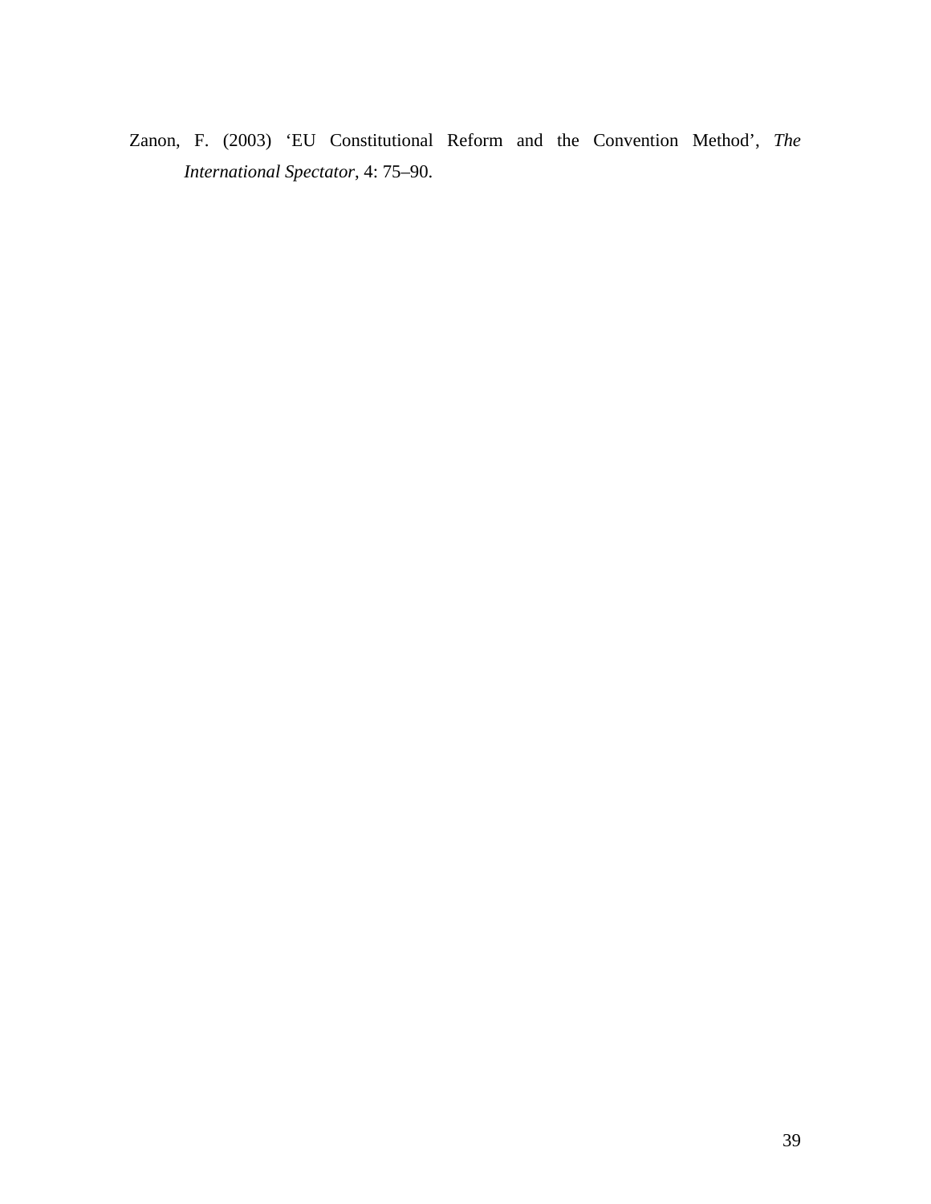Zanon, F. (2003) ‘EU Constitutional Reform and the Convention Method’, *The International Spectator*, 4: 75–90.